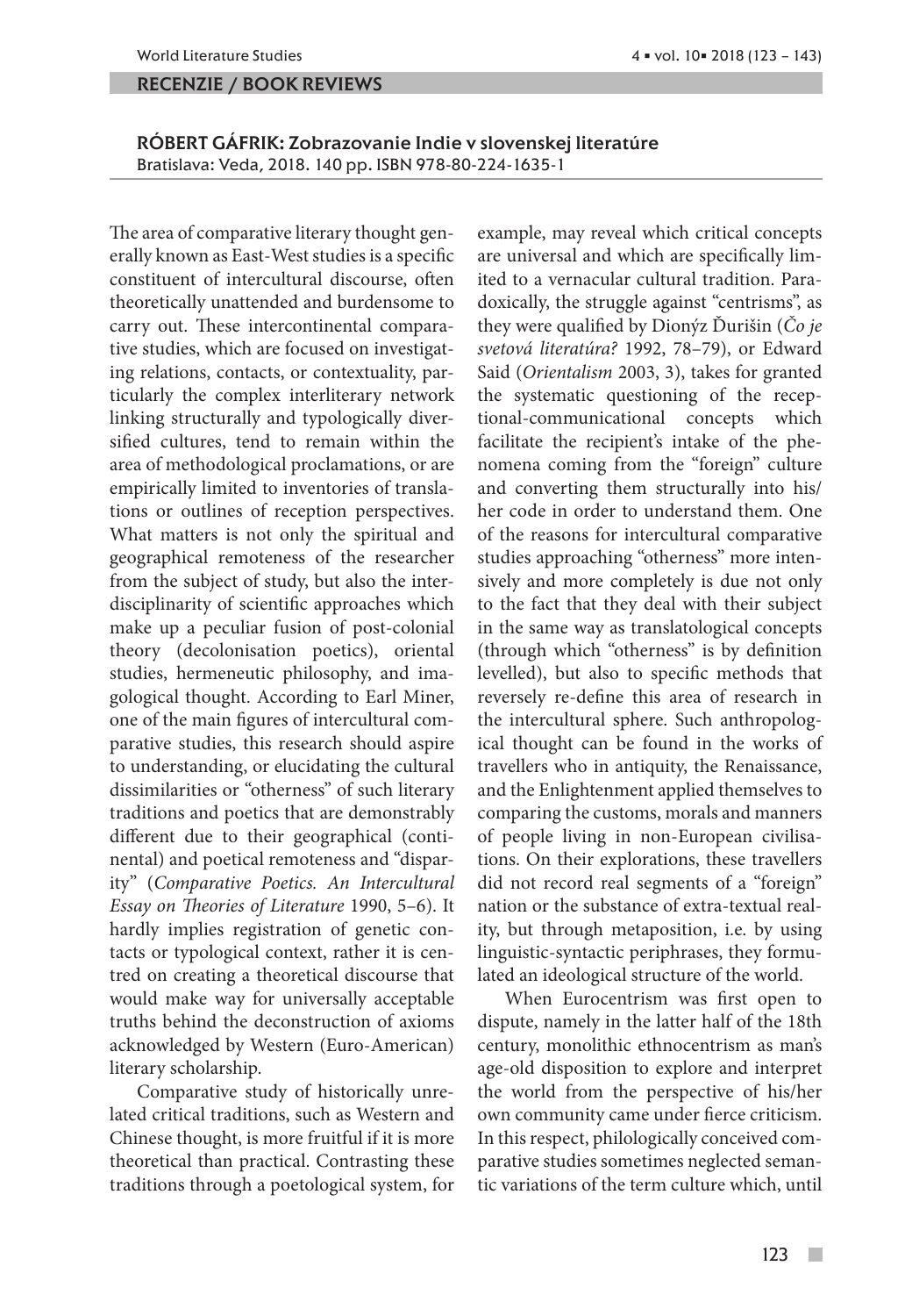## RECENZIE / BOOK REVIEWS

**RÓBERT GÁFRIK: Zobrazovanie Indie v slovenskej literatúre**
Bratislava: Veda, 2018. 140 pp. ISBN 978-80-224-1635-1

The area of comparative literary thought generally known as East-West studies is a specific constituent of intercultural discourse, often theoretically unattended and burdensome to carry out. These intercontinental comparative studies, which are focused on investigating relations, contacts, or contextuality, particularly the complex interliterary network linking structurally and typologically diversified cultures, tend to remain within the area of methodological proclamations, or are empirically limited to inventories of translations or outlines of reception perspectives. What matters is not only the spiritual and geographical remoteness of the researcher from the subject of study, but also the interdisciplinarity of scientific approaches which make up a peculiar fusion of post-colonial theory (decolonisation poetics), oriental studies, hermeneutic philosophy, and imagological thought. According to Earl Miner, one of the main figures of intercultural comparative studies, this research should aspire to understanding, or elucidating the cultural dissimilarities or "otherness" of such literary traditions and poetics that are demonstrably different due to their geographical (continental) and poetical remoteness and "disparity" (*Comparative Poetics. An Intercultural Essay on Theories of Literature* 1990, 5–6). It hardly implies registration of genetic contacts or typological context, rather it is centred on creating a theoretical discourse that would make way for universally acceptable truths behind the deconstruction of axioms acknowledged by Western (Euro-American) literary scholarship.

Comparative study of historically unrelated critical traditions, such as Western and Chinese thought, is more fruitful if it is more theoretical than practical. Contrasting these traditions through a poetological system, for example, may reveal which critical concepts are universal and which are specifically limited to a vernacular cultural tradition. Paradoxically, the struggle against "centrisms", as they were qualified by Dionýz Ďurišin (*Čo je svetová literatúra?* 1992, 78–79), or Edward Said (*Orientalism* 2003, 3), takes for granted the systematic questioning of the receptional-communicational concepts which facilitate the recipient's intake of the phenomena coming from the "foreign" culture and converting them structurally into his/her code in order to understand them. One of the reasons for intercultural comparative studies approaching "otherness" more intensively and more completely is due not only to the fact that they deal with their subject in the same way as translatological concepts (through which "otherness" is by definition levelled), but also to specific methods that reversely re-define this area of research in the intercultural sphere. Such anthropological thought can be found in the works of travellers who in antiquity, the Renaissance, and the Enlightenment applied themselves to comparing the customs, morals and manners of people living in non-European civilisations. On their explorations, these travellers did not record real segments of a "foreign" nation or the substance of extra-textual reality, but through metaposition, i.e. by using linguistic-syntactic periphrases, they formulated an ideological structure of the world.

When Eurocentrism was first open to dispute, namely in the latter half of the 18th century, monolithic ethnocentrism as man's age-old disposition to explore and interpret the world from the perspective of his/her own community came under fierce criticism. In this respect, philologically conceived comparative studies sometimes neglected semantic variations of the term culture which, until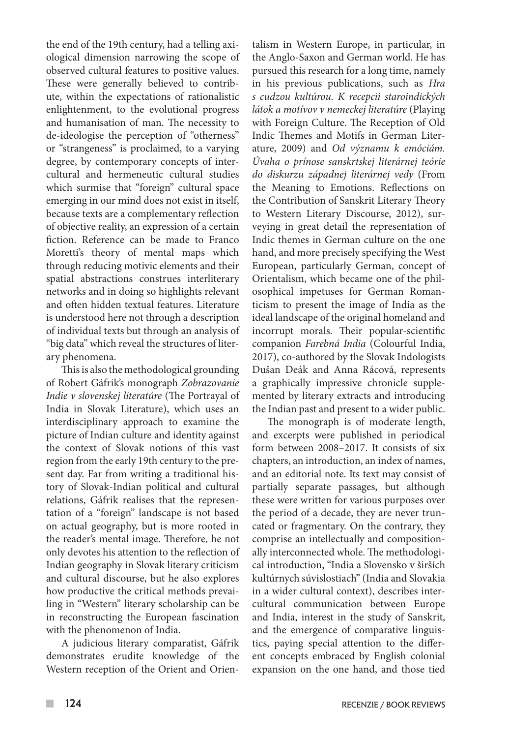the end of the 19th century, had a telling axiological dimension narrowing the scope of observed cultural features to positive values. These were generally believed to contribute, within the expectations of rationalistic enlightenment, to the evolutional progress and humanisation of man. The necessity to de-ideologise the perception of "otherness" or "strangeness" is proclaimed, to a varying degree, by contemporary concepts of intercultural and hermeneutic cultural studies which surmise that "foreign" cultural space emerging in our mind does not exist in itself, because texts are a complementary reflection of objective reality, an expression of a certain fiction. Reference can be made to Franco Moretti's theory of mental maps which through reducing motivic elements and their spatial abstractions construes interliterary networks and in doing so highlights relevant and often hidden textual features. Literature is understood here not through a description of individual texts but through an analysis of "big data" which reveal the structures of literary phenomena.

This is also the methodological grounding of Robert Gáfrik's monograph *Zobrazovanie Indie v slovenskej literatúre* (The Portrayal of India in Slovak Literature), which uses an interdisciplinary approach to examine the picture of Indian culture and identity against the context of Slovak notions of this vast region from the early 19th century to the present day. Far from writing a traditional history of Slovak-Indian political and cultural relations, Gáfrik realises that the representation of a "foreign" landscape is not based on actual geography, but is more rooted in the reader's mental image. Therefore, he not only devotes his attention to the reflection of Indian geography in Slovak literary criticism and cultural discourse, but he also explores how productive the critical methods prevailing in "Western" literary scholarship can be in reconstructing the European fascination with the phenomenon of India.

A judicious literary comparatist, Gáfrik demonstrates erudite knowledge of the Western reception of the Orient and Orientalism in Western Europe, in particular, in the Anglo-Saxon and German world. He has pursued this research for a long time, namely in his previous publications, such as *Hra s cudzou kultúrou. K recepcii staroindických látok a motívov v nemeckej literatúre* (Playing with Foreign Culture. The Reception of Old Indic Themes and Motifs in German Literature, 2009) and *Od významu k emóciám. Úvaha o prínose sanskrtskej literárnej teórie do diskurzu západnej literárnej vedy* (From the Meaning to Emotions. Reflections on the Contribution of Sanskrit Literary Theory to Western Literary Discourse, 2012), surveying in great detail the representation of Indic themes in German culture on the one hand, and more precisely specifying the West European, particularly German, concept of Orientalism, which became one of the philosophical impetuses for German Romanticism to present the image of India as the ideal landscape of the original homeland and incorrupt morals. Their popular-scientific companion *Farebná India* (Colourful India, 2017), co-authored by the Slovak Indologists Dušan Deák and Anna Rácová, represents a graphically impressive chronicle supplemented by literary extracts and introducing the Indian past and present to a wider public.

The monograph is of moderate length, and excerpts were published in periodical form between 2008–2017. It consists of six chapters, an introduction, an index of names, and an editorial note. Its text may consist of partially separate passages, but although these were written for various purposes over the period of a decade, they are never truncated or fragmentary. On the contrary, they comprise an intellectually and compositionally interconnected whole. The methodological introduction, "India a Slovensko v širších kultúrnych súvislostiach" (India and Slovakia in a wider cultural context), describes intercultural communication between Europe and India, interest in the study of Sanskrit, and the emergence of comparative linguistics, paying special attention to the different concepts embraced by English colonial expansion on the one hand, and those tied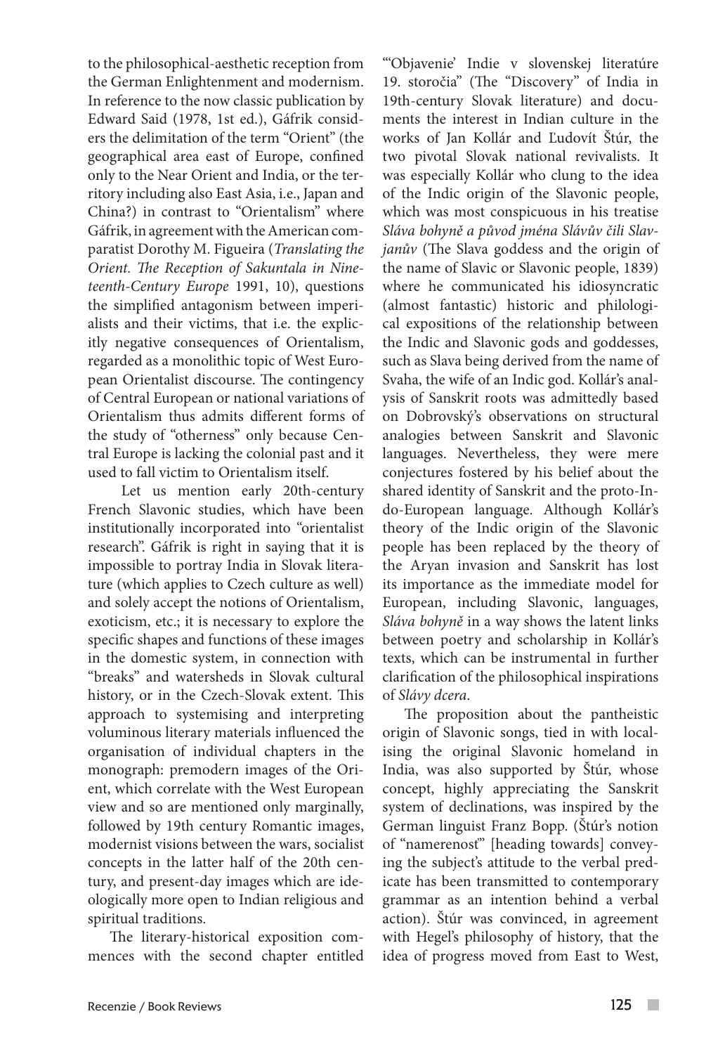to the philosophical-aesthetic reception from the German Enlightenment and modernism. In reference to the now classic publication by Edward Said (1978, 1st ed.), Gáfrik considers the delimitation of the term "Orient" (the geographical area east of Europe, confined only to the Near Orient and India, or the territory including also East Asia, i.e., Japan and China?) in contrast to "Orientalism" where Gáfrik, in agreement with the American comparatist Dorothy M. Figueira (*Translating the Orient. The Reception of Sakuntala in Nineteenth-Century Europe* 1991, 10), questions the simplified antagonism between imperialists and their victims, that i.e. the explicitly negative consequences of Orientalism, regarded as a monolithic topic of West European Orientalist discourse. The contingency of Central European or national variations of Orientalism thus admits different forms of the study of "otherness" only because Central Europe is lacking the colonial past and it used to fall victim to Orientalism itself.

Let us mention early 20th-century French Slavonic studies, which have been institutionally incorporated into "orientalist research". Gáfrik is right in saying that it is impossible to portray India in Slovak literature (which applies to Czech culture as well) and solely accept the notions of Orientalism, exoticism, etc.; it is necessary to explore the specific shapes and functions of these images in the domestic system, in connection with "breaks" and watersheds in Slovak cultural history, or in the Czech-Slovak extent. This approach to systemising and interpreting voluminous literary materials influenced the organisation of individual chapters in the monograph: premodern images of the Orient, which correlate with the West European view and so are mentioned only marginally, followed by 19th century Romantic images, modernist visions between the wars, socialist concepts in the latter half of the 20th century, and present-day images which are ideologically more open to Indian religious and spiritual traditions.

The literary-historical exposition commences with the second chapter entitled "'Objavenie' Indie v slovenskej literatúre 19. storočia" (The "Discovery" of India in 19th-century Slovak literature) and documents the interest in Indian culture in the works of Jan Kollár and Ľudovít Štúr, the two pivotal Slovak national revivalists. It was especially Kollár who clung to the idea of the Indic origin of the Slavonic people, which was most conspicuous in his treatise *Sláva bohyně a původ jména Slávův čili Slavjanův* (The Slava goddess and the origin of the name of Slavic or Slavonic people, 1839) where he communicated his idiosyncratic (almost fantastic) historic and philological expositions of the relationship between the Indic and Slavonic gods and goddesses, such as Slava being derived from the name of Svaha, the wife of an Indic god. Kollár's analysis of Sanskrit roots was admittedly based on Dobrovský's observations on structural analogies between Sanskrit and Slavonic languages. Nevertheless, they were mere conjectures fostered by his belief about the shared identity of Sanskrit and the proto-Indo-European language. Although Kollár's theory of the Indic origin of the Slavonic people has been replaced by the theory of the Aryan invasion and Sanskrit has lost its importance as the immediate model for European, including Slavonic, languages, *Sláva bohyně* in a way shows the latent links between poetry and scholarship in Kollár's texts, which can be instrumental in further clarification of the philosophical inspirations of *Slávy dcera*.

The proposition about the pantheistic origin of Slavonic songs, tied in with localising the original Slavonic homeland in India, was also supported by Štúr, whose concept, highly appreciating the Sanskrit system of declinations, was inspired by the German linguist Franz Bopp. (Štúr's notion of "namerenosť" [heading towards] conveying the subject's attitude to the verbal predicate has been transmitted to contemporary grammar as an intention behind a verbal action). Štúr was convinced, in agreement with Hegel's philosophy of history, that the idea of progress moved from East to West,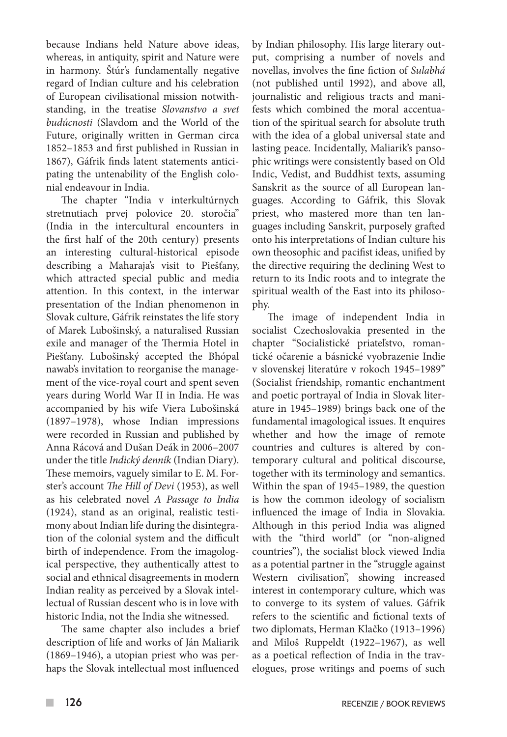because Indians held Nature above ideas, whereas, in antiquity, spirit and Nature were in harmony. Štúr's fundamentally negative regard of Indian culture and his celebration of European civilisational mission notwithstanding, in the treatise *Slovanstvo a svet budúcnosti* (Slavdom and the World of the Future, originally written in German circa 1852–1853 and first published in Russian in 1867), Gáfrik finds latent statements anticipating the untenability of the English colonial endeavour in India.

The chapter "India v interkultúrnych stretnutiach prvej polovice 20. storočia" (India in the intercultural encounters in the first half of the 20th century) presents an interesting cultural-historical episode describing a Maharaja's visit to Piešťany, which attracted special public and media attention. In this context, in the interwar presentation of the Indian phenomenon in Slovak culture, Gáfrik reinstates the life story of Marek Lubošinský, a naturalised Russian exile and manager of the Thermia Hotel in Piešťany. Lubošinský accepted the Bhópal nawab's invitation to reorganise the management of the vice-royal court and spent seven years during World War II in India. He was accompanied by his wife Viera Lubošinská (1897–1978), whose Indian impressions were recorded in Russian and published by Anna Rácová and Dušan Deák in 2006–2007 under the title *Indický denník* (Indian Diary). These memoirs, vaguely similar to E. M. Forster's account *The Hill of Devi* (1953), as well as his celebrated novel *A Passage to India* (1924), stand as an original, realistic testimony about Indian life during the disintegration of the colonial system and the difficult birth of independence. From the imagological perspective, they authentically attest to social and ethnical disagreements in modern Indian reality as perceived by a Slovak intellectual of Russian descent who is in love with historic India, not the India she witnessed.

The same chapter also includes a brief description of life and works of Ján Maliarik (1869–1946), a utopian priest who was perhaps the Slovak intellectual most influenced by Indian philosophy. His large literary output, comprising a number of novels and novellas, involves the fine fiction of *Sulabhá* (not published until 1992), and above all, journalistic and religious tracts and manifests which combined the moral accentuation of the spiritual search for absolute truth with the idea of a global universal state and lasting peace. Incidentally, Maliarik's pansophic writings were consistently based on Old Indic, Vedist, and Buddhist texts, assuming Sanskrit as the source of all European languages. According to Gáfrik, this Slovak priest, who mastered more than ten languages including Sanskrit, purposely grafted onto his interpretations of Indian culture his own theosophic and pacifist ideas, unified by the directive requiring the declining West to return to its Indic roots and to integrate the spiritual wealth of the East into its philosophy.

The image of independent India in socialist Czechoslovakia presented in the chapter "Socialistické priateľstvo, romantické očarenie a básnické vyobrazenie Indie v slovenskej literatúre v rokoch 1945–1989" (Socialist friendship, romantic enchantment and poetic portrayal of India in Slovak literature in 1945–1989) brings back one of the fundamental imagological issues. It enquires whether and how the image of remote countries and cultures is altered by contemporary cultural and political discourse, together with its terminology and semantics. Within the span of 1945–1989, the question is how the common ideology of socialism influenced the image of India in Slovakia. Although in this period India was aligned with the "third world" (or "non-aligned countries"), the socialist block viewed India as a potential partner in the "struggle against Western civilisation", showing increased interest in contemporary culture, which was to converge to its system of values. Gáfrik refers to the scientific and fictional texts of two diplomats, Herman Klačko (1913–1996) and Miloš Ruppeldt (1922–1967), as well as a poetical reflection of India in the travelogues, prose writings and poems of such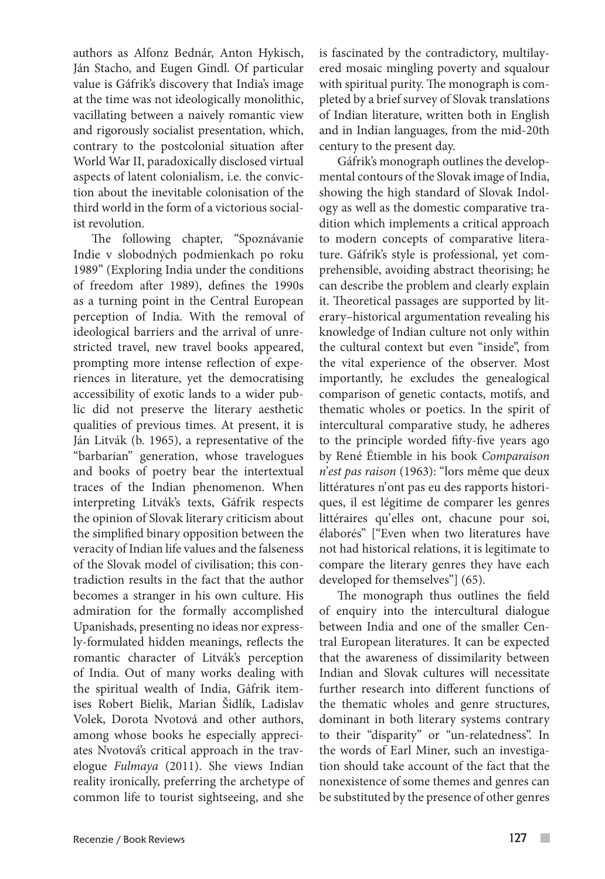authors as Alfonz Bednár, Anton Hykisch, Ján Stacho, and Eugen Gindl. Of particular value is Gáfrik's discovery that India's image at the time was not ideologically monolithic, vacillating between a naively romantic view and rigorously socialist presentation, which, contrary to the postcolonial situation after World War II, paradoxically disclosed virtual aspects of latent colonialism, i.e. the conviction about the inevitable colonisation of the third world in the form of a victorious socialist revolution.

The following chapter, "Spoznávanie Indie v slobodných podmienkach po roku 1989" (Exploring India under the conditions of freedom after 1989), defines the 1990s as a turning point in the Central European perception of India. With the removal of ideological barriers and the arrival of unrestricted travel, new travel books appeared, prompting more intense reflection of experiences in literature, yet the democratising accessibility of exotic lands to a wider public did not preserve the literary aesthetic qualities of previous times. At present, it is Ján Litvák (b. 1965), a representative of the "barbarian" generation, whose travelogues and books of poetry bear the intertextual traces of the Indian phenomenon. When interpreting Litvák's texts, Gáfrik respects the opinion of Slovak literary criticism about the simplified binary opposition between the veracity of Indian life values and the falseness of the Slovak model of civilisation; this contradiction results in the fact that the author becomes a stranger in his own culture. His admiration for the formally accomplished Upanishads, presenting no ideas nor expressly-formulated hidden meanings, reflects the romantic character of Litvák's perception of India. Out of many works dealing with the spiritual wealth of India, Gáfrik itemises Robert Bielik, Marian Šidlík, Ladislav Volek, Dorota Nvotová and other authors, among whose books he especially appreciates Nvotová's critical approach in the travelogue *Fulmaya* (2011). She views Indian reality ironically, preferring the archetype of common life to tourist sightseeing, and she is fascinated by the contradictory, multilayered mosaic mingling poverty and squalour with spiritual purity. The monograph is completed by a brief survey of Slovak translations of Indian literature, written both in English and in Indian languages, from the mid-20th century to the present day.

Gáfrik's monograph outlines the developmental contours of the Slovak image of India, showing the high standard of Slovak Indology as well as the domestic comparative tradition which implements a critical approach to modern concepts of comparative literature. Gáfrik's style is professional, yet comprehensible, avoiding abstract theorising; he can describe the problem and clearly explain it. Theoretical passages are supported by literary–historical argumentation revealing his knowledge of Indian culture not only within the cultural context but even "inside", from the vital experience of the observer. Most importantly, he excludes the genealogical comparison of genetic contacts, motifs, and thematic wholes or poetics. In the spirit of intercultural comparative study, he adheres to the principle worded fifty-five years ago by René Étiemble in his book *Comparaison n'est pas raison* (1963): "lors même que deux littératures n'ont pas eu des rapports historiques, il est légitime de comparer les genres littéraires qu'elles ont, chacune pour soi, élaborés" ["Even when two literatures have not had historical relations, it is legitimate to compare the literary genres they have each developed for themselves"] (65).

The monograph thus outlines the field of enquiry into the intercultural dialogue between India and one of the smaller Central European literatures. It can be expected that the awareness of dissimilarity between Indian and Slovak cultures will necessitate further research into different functions of the thematic wholes and genre structures, dominant in both literary systems contrary to their "disparity" or "un-relatedness". In the words of Earl Miner, such an investigation should take account of the fact that the nonexistence of some themes and genres can be substituted by the presence of other genres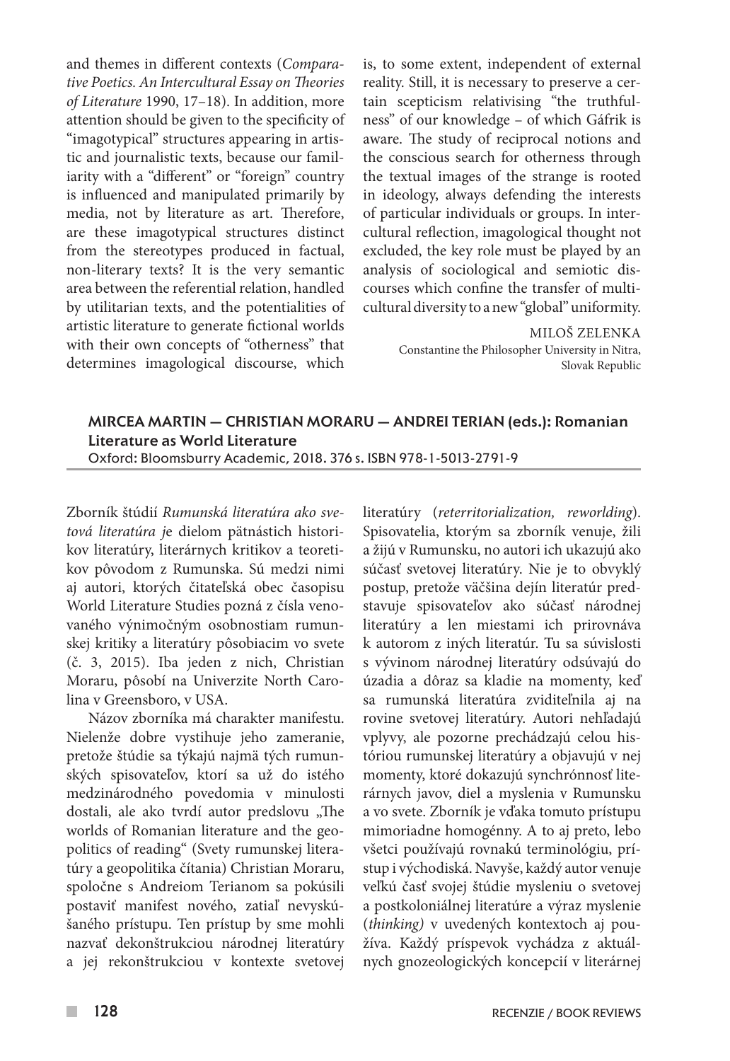and themes in different contexts (*Comparative Poetics. An Intercultural Essay on Theories of Literature* 1990, 17–18). In addition, more attention should be given to the specificity of "imagotypical" structures appearing in artistic and journalistic texts, because our familiarity with a "different" or "foreign" country is influenced and manipulated primarily by media, not by literature as art. Therefore, are these imagotypical structures distinct from the stereotypes produced in factual, non-literary texts? It is the very semantic area between the referential relation, handled by utilitarian texts, and the potentialities of artistic literature to generate fictional worlds with their own concepts of "otherness" that determines imagological discourse, which is, to some extent, independent of external reality. Still, it is necessary to preserve a certain scepticism relativising "the truthfulness" of our knowledge – of which Gáfrik is aware. The study of reciprocal notions and the conscious search for otherness through the textual images of the strange is rooted in ideology, always defending the interests of particular individuals or groups. In intercultural reflection, imagological thought not excluded, the key role must be played by an analysis of sociological and semiotic discourses which confine the transfer of multicultural diversity to a new "global" uniformity.

MILOŠ ZELENKA
Constantine the Philosopher University in Nitra,
Slovak Republic

## MIRCEA MARTIN — CHRISTIAN MORARU — ANDREI TERIAN (eds.): Romanian Literature as World Literature

Oxford: Bloomsburry Academic, 2018. 376 s. ISBN 978-1-5013-2791-9

Zborník štúdií *Rumunská literatúra ako svetová literatúra* je dielom pätnástich historikov literatúry, literárnych kritikov a teoretikov pôvodom z Rumunska. Sú medzi nimi aj autori, ktorých čitateľská obec časopisu World Literature Studies pozná z čísla venovaného výnimočným osobnostiam rumunskej kritiky a literatúry pôsobiacim vo svete (č. 3, 2015). Iba jeden z nich, Christian Moraru, pôsobí na Univerzite North Carolina v Greensboro, v USA.

Názov zborníka má charakter manifestu. Nielenže dobre vystihuje jeho zameranie, pretože štúdie sa týkajú najmä tých rumunských spisovateľov, ktorí sa už do istého medzinárodného povedomia v minulosti dostali, ale ako tvrdí autor predslovu „The worlds of Romanian literature and the geopolitics of reading" (Svety rumunskej literatúry a geopolitika čítania) Christian Moraru, spoločne s Andreiom Terianom sa pokúsili postaviť manifest nového, zatiaľ nevyskúšaného prístupu. Ten prístup by sme mohli nazvať dekonštrukciou národnej literatúry a jej rekonštrukciou v kontexte svetovej literatúry (*reterritorialization, reworlding*). Spisovatelia, ktorým sa zborník venuje, žili a žijú v Rumunsku, no autori ich ukazujú ako súčasť svetovej literatúry. Nie je to obvyklý postup, pretože väčšina dejín literatúr predstavuje spisovateľov ako súčasť národnej literatúry a len miestami ich prirovnáva k autorom z iných literatúr. Tu sa súvislosti s vývinom národnej literatúry odsúvajú do úzadia a dôraz sa kladie na momenty, keď sa rumunská literatúra zviditeľnila aj na rovine svetovej literatúry. Autori nehľadajú vplyvy, ale pozorne prechádzajú celou históriou rumunskej literatúry a objavujú v nej momenty, ktoré dokazujú synchrónnosť literárnych javov, diel a myslenia v Rumunsku a vo svete. Zborník je vďaka tomuto prístupu mimoriadne homogénny. A to aj preto, lebo všetci používajú rovnakú terminológiu, prístup i východiská. Navyše, každý autor venuje veľkú časť svojej štúdie mysleniu o svetovej a postkoloniálnej literatúre a výraz myslenie (*thinking)* v uvedených kontextoch aj používa. Každý príspevok vychádza z aktuálnych gnozeologických koncepcií v literárnej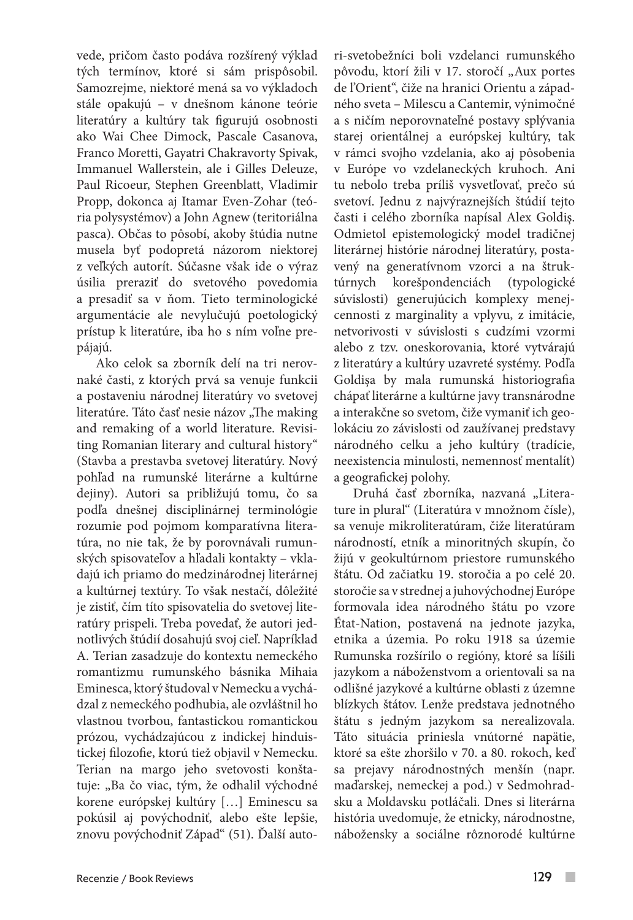vede, pričom často podáva rozšírený výklad tých termínov, ktoré si sám prispôsobil. Samozrejme, niektoré mená sa vo výkladoch stále opakujú – v dnešnom kánone teórie literatúry a kultúry tak figurujú osobnosti ako Wai Chee Dimock, Pascale Casanova, Franco Moretti, Gayatri Chakravorty Spivak, Immanuel Wallerstein, ale i Gilles Deleuze, Paul Ricoeur, Stephen Greenblatt, Vladimir Propp, dokonca aj Itamar Even-Zohar (teória polysystémov) a John Agnew (teritoriálna pasca). Občas to pôsobí, akoby štúdia nutne musela byť podopretá názorom niektorej z veľkých autorít. Súčasne však ide o výraz úsilia preraziť do svetového povedomia a presadiť sa v ňom. Tieto terminologické argumentácie ale nevylučujú poetologický prístup k literatúre, iba ho s ním voľne prepájajú.

Ako celok sa zborník delí na tri nerovnaké časti, z ktorých prvá sa venuje funkcii a postaveniu národnej literatúry vo svetovej literatúre. Táto časť nesie názov „The making and remaking of a world literature. Revisiting Romanian literary and cultural history" (Stavba a prestavba svetovej literatúry. Nový pohľad na rumunské literárne a kultúrne dejiny). Autori sa približujú tomu, čo sa podľa dnešnej disciplinárnej terminológie rozumie pod pojmom komparatívna literatúra, no nie tak, že by porovnávali rumunských spisovateľov a hľadali kontakty – vkladajú ich priamo do medzinárodnej literárnej a kultúrnej textúry. To však nestačí, dôležité je zistiť, čím títo spisovatelia do svetovej literatúry prispeli. Treba povedať, že autori jednotlivých štúdií dosahujú svoj cieľ. Napríklad A. Terian zasadzuje do kontextu nemeckého romantizmu rumunského básnika Mihaia Eminesca, ktorý študoval v Nemecku a vychádzal z nemeckého podhubia, ale ozvláštnil ho vlastnou tvorbou, fantastickou romantickou prózou, vychádzajúcou z indickej hinduistickej filozofie, ktorú tiež objavil v Nemecku. Terian na margo jeho svetovosti konštatuje: „Ba čo viac, tým, že odhalil východné korene európskej kultúry […] Eminescu sa pokúsil aj povýchodniť, alebo ešte lepšie, znovu povýchodniť Západ" (51). Ďalší autori-svetobežníci boli vzdelanci rumunského pôvodu, ktorí žili v 17. storočí „Aux portes de l'Orient", čiže na hranici Orientu a západného sveta – Milescu a Cantemir, výnimočné a s ničím neporovnateľné postavy splývania starej orientálnej a európskej kultúry, tak v rámci svojho vzdelania, ako aj pôsobenia v Európe vo vzdelaneckých kruhoch. Ani tu nebolo treba príliš vysvetľovať, prečo sú svetoví. Jednu z najvýraznejších štúdií tejto časti i celého zborníka napísal Alex Goldiş. Odmietol epistemologický model tradičnej literárnej histórie národnej literatúry, postavený na generatívnom vzorci a na štruktúrnych korešpondenciách (typologické súvislosti) generujúcich komplexy menejcennosti z marginality a vplyvu, z imitácie, netvorivosti v súvislosti s cudzími vzormi alebo z tzv. oneskorovania, ktoré vytvárajú z literatúry a kultúry uzavreté systémy. Podľa Goldişa by mala rumunská historiografia chápať literárne a kultúrne javy transnárodne a interakčne so svetom, čiže vymaniť ich geolokáciu zo závislosti od zaužívanej predstavy národného celku a jeho kultúry (tradície, neexistencia minulosti, nemennosť mentalít) a geografickej polohy.

Druhá časť zborníka, nazvaná „Literature in plural" (Literatúra v množnom čísle), sa venuje mikroliteratúram, čiže literatúram národností, etník a minoritných skupín, čo žijú v geokultúrnom priestore rumunského štátu. Od začiatku 19. storočia a po celé 20. storočie sa v strednej a juhovýchodnej Európe formovala idea národného štátu po vzore État-Nation, postavená na jednote jazyka, etnika a územia. Po roku 1918 sa územie Rumunska rozšírilo o regióny, ktoré sa líšili jazykom a náboženstvom a orientovali sa na odlišné jazykové a kultúrne oblasti z územne blízkych štátov. Lenže predstava jednotného štátu s jedným jazykom sa nerealizovala. Táto situácia priniesla vnútorné napätie, ktoré sa ešte zhoršilo v 70. a 80. rokoch, keď sa prejavy národnostných menšín (napr. maďarskej, nemeckej a pod.) v Sedmohradsku a Moldavsku potláčali. Dnes si literárna história uvedomuje, že etnicky, národnostne, nábožensky a sociálne rôznorodé kultúrne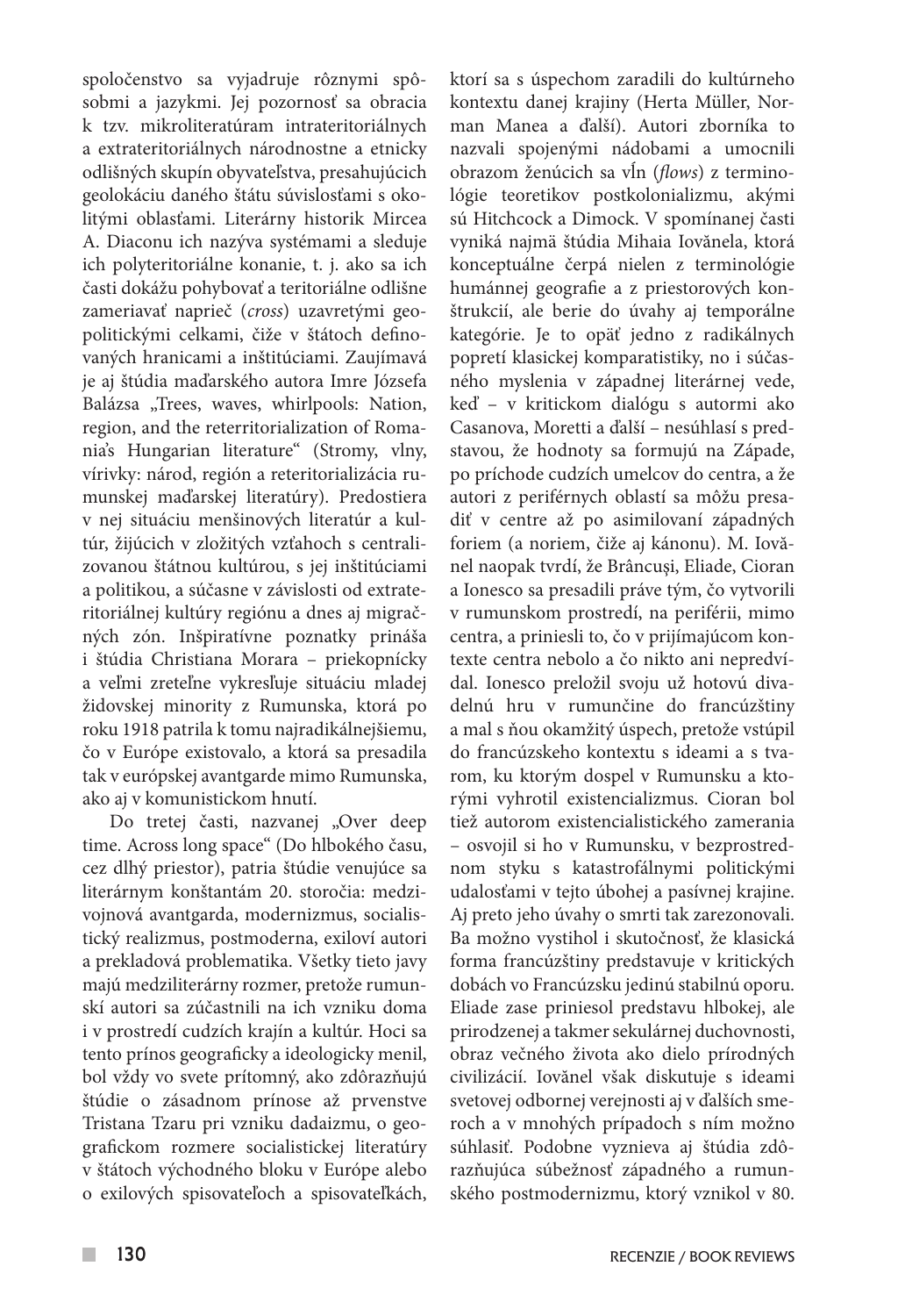spoločenstvo sa vyjadruje rôznymi spôsobmi a jazykmi. Jej pozornosť sa obracia k tzv. mikroliteratúram intrateritoriálnych a extrateritoriálnych národnostne a etnicky odlišných skupín obyvateľstva, presahujúcich geolokáciu daného štátu súvislosťami s okolitými oblasťami. Literárny historik Mircea A. Diaconu ich nazýva systémami a sleduje ich polyteritoriálne konanie, t. j. ako sa ich časti dokážu pohybovať a teritoriálne odlišne zameriavať naprieč (*cross*) uzavretými geopolitickými celkami, čiže v štátoch definovaných hranicami a inštitúciami. Zaujímavá je aj štúdia maďarského autora Imre Józsefa Balázsa „Trees, waves, whirlpools: Nation, region, and the reterritorialization of Romania's Hungarian literature" (Stromy, vlny, vírivky: národ, región a reteritorializácia rumunskej maďarskej literatúry). Predostiera v nej situáciu menšinových literatúr a kultúr, žijúcich v zložitých vzťahoch s centralizovanou štátnou kultúrou, s jej inštitúciami a politikou, a súčasne v závislosti od extrateritoriálnej kultúry regiónu a dnes aj migračných zón. Inšpiratívne poznatky prináša i štúdia Christiana Morara – priekopnícky a veľmi zreteľne vykresľuje situáciu mladej židovskej minority z Rumunska, ktorá po roku 1918 patrila k tomu najradikálnejšiemu, čo v Európe existovalo, a ktorá sa presadila tak v európskej avantgarde mimo Rumunska, ako aj v komunistickom hnutí.

Do tretej časti, nazvanej „Over deep time. Across long space" (Do hlbokého času, cez dlhý priestor), patria štúdie venujúce sa literárnym konštantám 20. storočia: medzivojnová avantgarda, modernizmus, socialistický realizmus, postmoderna, exiloví autori a prekladová problematika. Všetky tieto javy majú medziliterárny rozmer, pretože rumunskí autori sa zúčastnili na ich vzniku doma i v prostredí cudzích krajín a kultúr. Hoci sa tento prínos geograficky a ideologicky menil, bol vždy vo svete prítomný, ako zdôrazňujú štúdie o zásadnom prínose až prvenstve Tristana Tzaru pri vzniku dadaizmu, o geografickom rozmere socialistickej literatúry v štátoch východného bloku v Európe alebo o exilových spisovateľoch a spisovateľkách, ktorí sa s úspechom zaradili do kultúrneho kontextu danej krajiny (Herta Müller, Norman Manea a ďalší). Autori zborníka to nazvali spojenými nádobami a umocnili obrazom ženúcich sa vĺn (*flows*) z terminológie teoretikov postkolonializmu, akými sú Hitchcock a Dimock. V spomínanej časti vyniká najmä štúdia Mihaia Iovănela, ktorá konceptuálne čerpá nielen z terminológie humánnej geografie a z priestorových konštrukcií, ale berie do úvahy aj temporálne kategórie. Je to opäť jedno z radikálnych popretí klasickej komparatistiky, no i súčasného myslenia v západnej literárnej vede, keď – v kritickom dialógu s autormi ako Casanova, Moretti a ďalší – nesúhlasí s predstavou, že hodnoty sa formujú na Západe, po príchode cudzích umelcov do centra, a že autori z periférnych oblastí sa môžu presadiť v centre až po asimilovaní západných foriem (a noriem, čiže aj kánonu). M. Iovănel naopak tvrdí, že Brâncuși, Eliade, Cioran a Ionesco sa presadili práve tým, čo vytvorili v rumunskom prostredí, na periférii, mimo centra, a priniesli to, čo v prijímajúcom kontexte centra nebolo a čo nikto ani nepredvídal. Ionesco preložil svoju už hotovú divadelnú hru v rumunčine do francúzštiny a mal s ňou okamžitý úspech, pretože vstúpil do francúzskeho kontextu s ideami a s tvarom, ku ktorým dospel v Rumunsku a ktorými vyhrotil existencializmus. Cioran bol tiež autorom existencialistického zamerania – osvojil si ho v Rumunsku, v bezprostrednom styku s katastrofálnymi politickými udalosťami v tejto úbohej a pasívnej krajine. Aj preto jeho úvahy o smrti tak zarezonovali. Ba možno vystihol i skutočnosť, že klasická forma francúzštiny predstavuje v kritických dobách vo Francúzsku jedinú stabilnú oporu. Eliade zase priniesol predstavu hlbokej, ale prirodzenej a takmer sekulárnej duchovnosti, obraz večného života ako dielo prírodných civilizácií. Iovănel však diskutuje s ideami svetovej odbornej verejnosti aj v ďalších smeroch a v mnohých prípadoch s ním možno súhlasiť. Podobne vyznieva aj štúdia zdôrazňujúca súbežnosť západného a rumunského postmodernizmu, ktorý vznikol v 80.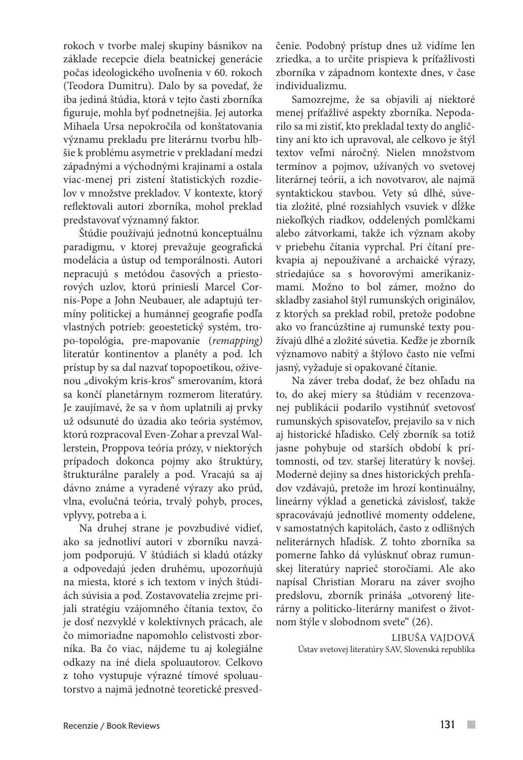rokoch v tvorbe malej skupiny básnikov na základe recepcie diela beatnickej generácie počas ideologického uvoľnenia v 60. rokoch (Teodora Dumitru). Dalo by sa povedať, že iba jediná štúdia, ktorá v tejto časti zborníka figuruje, mohla byť podnetnejšia. Jej autorka Mihaela Ursa nepokročila od konštatovania významu prekladu pre literárnu tvorbu hlbšie k problému asymetrie v prekladaní medzi západnými a východnými krajinami a ostala viac-menej pri zistení štatistických rozdielov v množstve prekladov. V kontexte, ktorý reflektovali autori zborníka, mohol preklad predstavovať významný faktor.

Štúdie používajú jednotnú konceptuálnu paradigmu, v ktorej prevažuje geografická modelácia a ústup od temporálnosti. Autori nepracujú s metódou časových a priestorových uzlov, ktorú priniesli Marcel Cornis-Pope a John Neubauer, ale adaptujú termíny politickej a humánnej geografie podľa vlastných potrieb: geoestetický systém, tropo-topológia, pre-mapovanie (*remapping)* literatúr kontinentov a planéty a pod. Ich prístup by sa dal nazvať topopoetikou, oživenou „divokým kris-kros" smerovaním, ktorá sa končí planetárnym rozmerom literatúry. Je zaujímavé, že sa v ňom uplatnili aj prvky už odsunuté do úzadia ako teória systémov, ktorú rozpracoval Even-Zohar a prevzal Wallerstein, Proppova teória prózy, v niektorých prípadoch dokonca pojmy ako štruktúry, štrukturálne paralely a pod. Vracajú sa aj dávno známe a vyradené výrazy ako prúd, vlna, evolučná teória, trvalý pohyb, proces, vplyvy, potreba a i.

Na druhej strane je povzbudivé vidieť, ako sa jednotliví autori v zborníku navzájom podporujú. V štúdiách si kladú otázky a odpovedajú jeden druhému, upozorňujú na miesta, ktoré s ich textom v iných štúdiách súvisia a pod. Zostavovatelia zrejme prijali stratégiu vzájomného čítania textov, čo je dosť nezvyklé v kolektívnych prácach, ale čo mimoriadne napomohlo celistvosti zborníka. Ba čo viac, nájdeme tu aj kolegiálne odkazy na iné diela spoluautorov. Celkovo z toho vystupuje výrazné tímové spoluautorstvo a najmä jednotné teoretické presvedčenie. Podobný prístup dnes už vidíme len zriedka, a to určite prispieva k príťažlivosti zborníka v západnom kontexte dnes, v čase individualizmu.

Samozrejme, že sa objavili aj niektoré menej príťažlivé aspekty zborníka. Nepodarilo sa mi zistiť, kto prekladal texty do angličtiny ani kto ich upravoval, ale celkovo je štýl textov veľmi náročný. Nielen množstvom termínov a pojmov, užívaných vo svetovej literárnej teórii, a ich novotvarov, ale najmä syntaktickou stavbou. Vety sú dlhé, súvetia zložité, plné rozsiahlych vsuviek v dĺžke niekoľkých riadkov, oddelených pomlčkami alebo zátvorkami, takže ich význam akoby v priebehu čítania vyprchal. Pri čítaní prekvapia aj nepoužívané a archaické výrazy, striedajúce sa s hovorovými amerikanizmami. Možno to bol zámer, možno do skladby zasiahol štýl rumunských originálov, z ktorých sa preklad robil, pretože podobne ako vo francúzštine aj rumunské texty používajú dlhé a zložité súvetia. Keďže je zborník významovo nabitý a štýlovo často nie veľmi jasný, vyžaduje si opakované čítanie.

Na záver treba dodať, že bez ohľadu na to, do akej miery sa štúdiám v recenzovanej publikácii podarilo vystihnúť svetovosť rumunských spisovateľov, prejavilo sa v nich aj historické hľadisko. Celý zborník sa totiž jasne pohybuje od starších období k prítomnosti, od tzv. staršej literatúry k novšej. Moderné dejiny sa dnes historických prehľadov vzdávajú, pretože im hrozí kontinuálny, lineárny výklad a genetická závislosť, takže spracovávajú jednotlivé momenty oddelene, v samostatných kapitolách, často z odlišných neliterárnych hľadísk. Z tohto zborníka sa pomerne ľahko dá vylúsknuť obraz rumunskej literatúry naprieč storočiami. Ale ako napísal Christian Moraru na záver svojho predslovu, zborník prináša „otvorený literárny a politicko-literárny manifest o životnom štýle v slobodnom svete" (26).

LIBUŠA VAJDOVÁ
Ústav svetovej literatúry SAV, Slovenská republika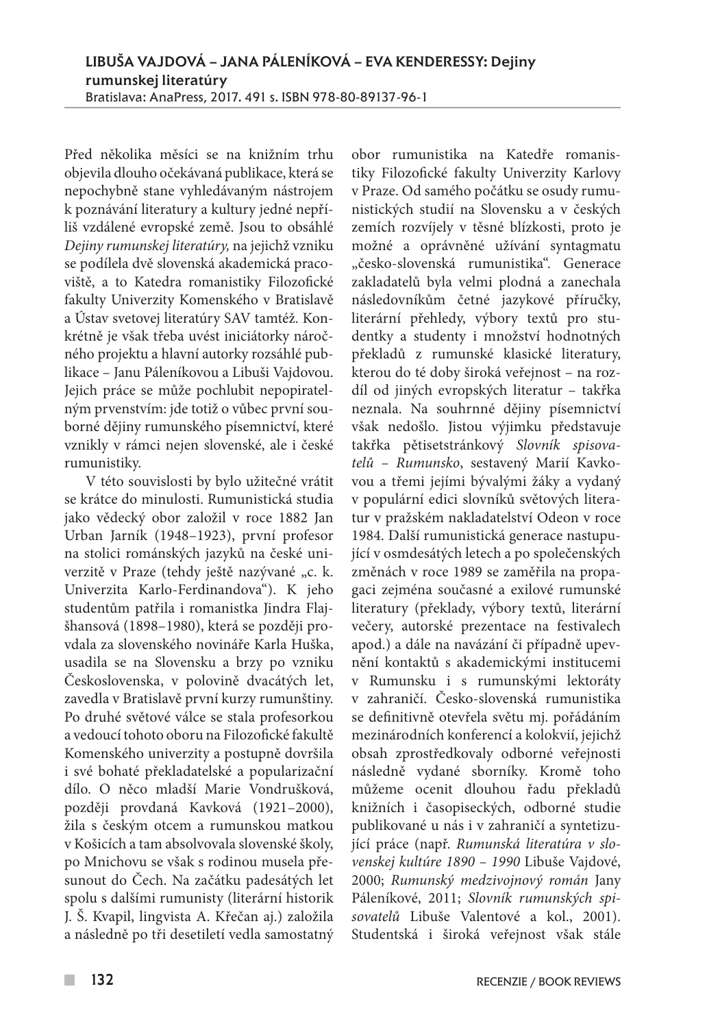**LIBUŠA VAJDOVÁ – JANA PÁLENÍKOVÁ – EVA KENDERESSY: Dejiny rumunskej literatúry**
Bratislava: AnaPress, 2017. 491 s. ISBN 978-80-89137-96-1

Před několika měsíci se na knižním trhu objevila dlouho očekávaná publikace, která se nepochybně stane vyhledávaným nástrojem k poznávání literatury a kultury jedné nepříliš vzdálené evropské země. Jsou to obsáhlé *Dejiny rumunskej literatúry,* na jejichž vzniku se podílela dvě slovenská akademická pracoviště, a to Katedra romanistiky Filozofické fakulty Univerzity Komenského v Bratislavě a Ústav svetovej literatúry SAV tamtéž. Konkrétně je však třeba uvést iniciátorky náročného projektu a hlavní autorky rozsáhlé publikace – Janu Páleníkovou a Libuši Vajdovou. Jejich práce se může pochlubit nepopiratelným prvenstvím: jde totiž o vůbec první souborné dějiny rumunského písemnictví, které vznikly v rámci nejen slovenské, ale i české rumunistiky.

V této souvislosti by bylo užitečné vrátit se krátce do minulosti. Rumunistická studia jako vědecký obor založil v roce 1882 Jan Urban Jarník (1948–1923), první profesor na stolici románských jazyků na české univerzitě v Praze (tehdy ještě nazývané „c. k. Univerzita Karlo-Ferdinandova“). K jeho studentům patřila i romanistka Jindra Flajšhansová (1898–1980), která se později provdala za slovenského novináře Karla Huška, usadila se na Slovensku a brzy po vzniku Československa, v polovině dvacátých let, zavedla v Bratislavě první kurzy rumunštiny. Po druhé světové válce se stala profesorkou a vedoucí tohoto oboru na Filozofické fakultě Komenského univerzity a postupně dovršila i své bohaté překladatelské a popularizační dílo. O něco mladší Marie Vondrušková, později provdaná Kavková (1921–2000), žila s českým otcem a rumunskou matkou v Košicích a tam absolvovala slovenské školy, po Mnichovu se však s rodinou musela přesunout do Čech. Na začátku padesátých let spolu s dalšími rumunisty (literární historik J. Š. Kvapil, lingvista A. Křečan aj.) založila a následně po tři desetiletí vedla samostatný obor rumunistika na Katedře romanistiky Filozofické fakulty Univerzity Karlovy v Praze. Od samého počátku se osudy rumunistických studií na Slovensku a v českých zemích rozvíjely v těsné blízkosti, proto je možné a oprávněné užívání syntagmatu „česko-slovenská rumunistika“. Generace zakladatelů byla velmi plodná a zanechala následovníkům četné jazykové příručky, literární přehledy, výbory textů pro studentky a studenty i množství hodnotných překladů z rumunské klasické literatury, kterou do té doby široká veřejnost – na rozdíl od jiných evropských literatur – takřka neznala. Na souhrnné dějiny písemnictví však nedošlo. Jistou výjimku představuje takřka pětisetstránkový *Slovník spisovatelů – Rumunsko*, sestavený Marií Kavkovou a třemi jejími bývalými žáky a vydaný v populární edici slovníků světových literatur v pražském nakladatelství Odeon v roce 1984. Další rumunistická generace nastupující v osmdesátých letech a po společenských změnách v roce 1989 se zaměřila na propagaci zejména současné a exilové rumunské literatury (překlady, výbory textů, literární večery, autorské prezentace na festivalech apod.) a dále na navázání či případně upevnění kontaktů s akademickými institucemi v Rumunsku i s rumunskými lektoráty v zahraničí. Česko-slovenská rumunistika se definitivně otevřela světu mj. pořádáním mezinárodních konferencí a kolokvií, jejichž obsah zprostředkovaly odborné veřejnosti následně vydané sborníky. Kromě toho můžeme ocenit dlouhou řadu překladů knižních i časopiseckých, odborné studie publikované u nás i v zahraničí a syntetizující práce (např. *Rumunská literatúra v slovenskej kultúre 1890 – 1990* Libuše Vajdové, 2000; *Rumunský medzivojnový román* Jany Páleníkové, 2011; *Slovník rumunských spisovatelů* Libuše Valentové a kol., 2001). Studentská i široká veřejnost však stále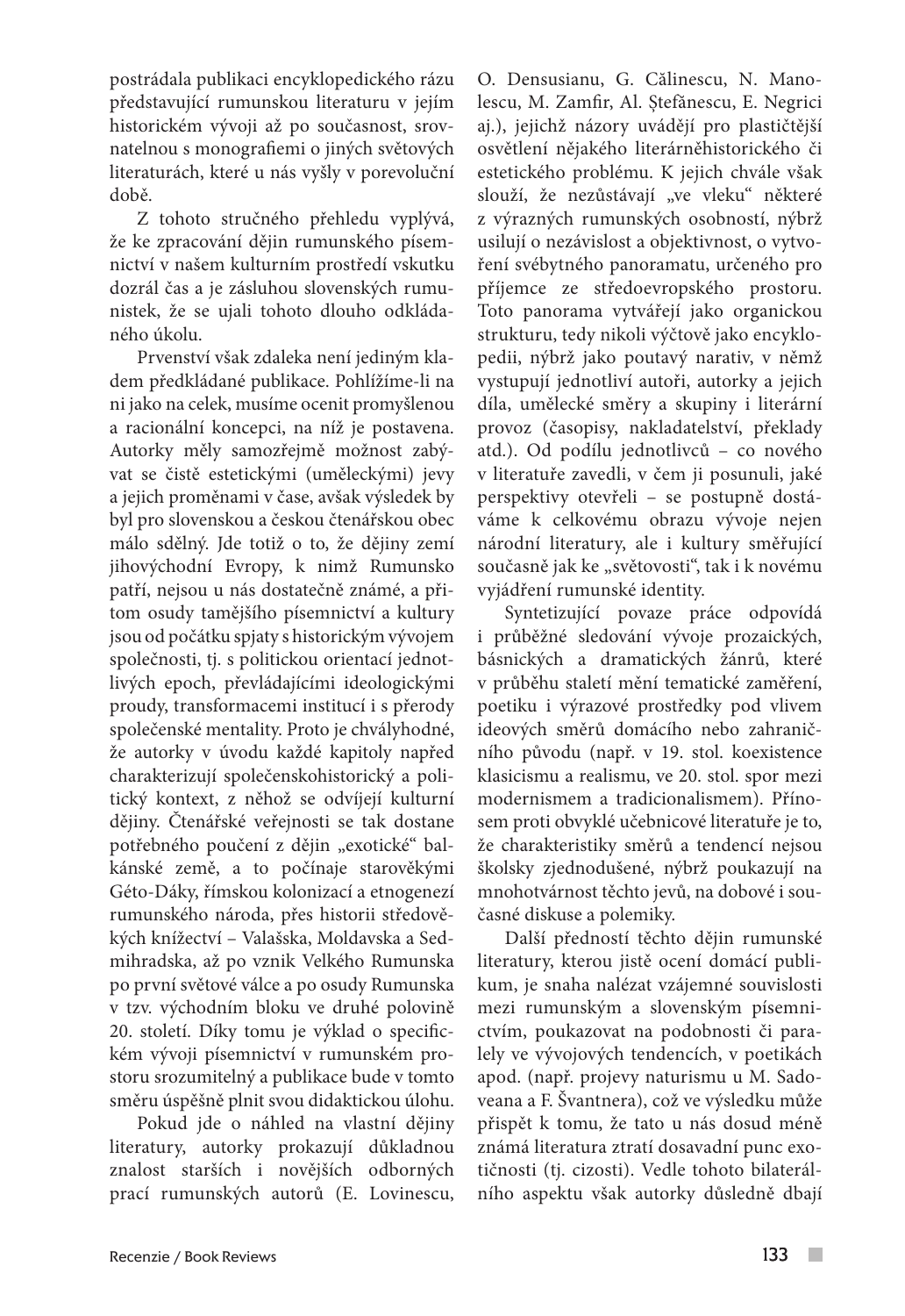postrádala publikaci encyklopedického rázu představující rumunskou literaturu v jejím historickém vývoji až po současnost, srovnatelnou s monografiemi o jiných světových literaturách, které u nás vyšly v porevoluční době.

Z tohoto stručného přehledu vyplývá, že ke zpracování dějin rumunského písemnictví v našem kulturním prostředí vskutku dozrál čas a je zásluhou slovenských rumunistek, že se ujali tohoto dlouho odkládaného úkolu.

Prvenství však zdaleka není jediným kladem předkládané publikace. Pohlížíme-li na ni jako na celek, musíme ocenit promyšlenou a racionální koncepci, na níž je postavena. Autorky měly samozřejmě možnost zabývat se čistě estetickými (uměleckými) jevy a jejich proměnami v čase, avšak výsledek by byl pro slovenskou a českou čtenářskou obec málo sdělný. Jde totiž o to, že dějiny zemí jihovýchodní Evropy, k nimž Rumunsko patří, nejsou u nás dostatečně známé, a přitom osudy tamějšího písemnictví a kultury jsou od počátku spjaty s historickým vývojem společnosti, tj. s politickou orientací jednotlivých epoch, převládajícími ideologickými proudy, transformacemi institucí i s přerody společenské mentality. Proto je chvályhodné, že autorky v úvodu každé kapitoly napřed charakterizují společenskohistorický a politický kontext, z něhož se odvíjejí kulturní dějiny. Čtenářské veřejnosti se tak dostane potřebného poučení z dějin „exotické" balkánské země, a to počínaje starověkými Géto-Dáky, římskou kolonizací a etnogenezí rumunského národa, přes historii středověkých knížectví – Valašska, Moldavska a Sedmihradska, až po vznik Velkého Rumunska po první světové válce a po osudy Rumunska v tzv. východním bloku ve druhé polovině 20. století. Díky tomu je výklad o specifickém vývoji písemnictví v rumunském prostoru srozumitelný a publikace bude v tomto směru úspěšně plnit svou didaktickou úlohu.

Pokud jde o náhled na vlastní dějiny literatury, autorky prokazují důkladnou znalost starších i novějších odborných prací rumunských autorů (E. Lovinescu, O. Densusianu, G. Călinescu, N. Manolescu, M. Zamfir, Al. Ştefănescu, E. Negrici aj.), jejichž názory uvádějí pro plastičtější osvětlení nějakého literárněhistorického či estetického problému. K jejich chvále však slouží, že nezůstávají „ve vleku" některé z výrazných rumunských osobností, nýbrž usilují o nezávislost a objektivnost, o vytvoření svébytného panoramatu, určeného pro příjemce ze středoevropského prostoru. Toto panorama vytvářejí jako organickou strukturu, tedy nikoli výčtově jako encyklopedii, nýbrž jako poutavý narativ, v němž vystupují jednotliví autoři, autorky a jejich díla, umělecké směry a skupiny i literární provoz (časopisy, nakladatelství, překlady atd.). Od podílu jednotlivců – co nového v literatuře zavedli, v čem ji posunuli, jaké perspektivy otevřeli – se postupně dostáváme k celkovému obrazu vývoje nejen národní literatury, ale i kultury směřující současně jak ke „světovosti", tak i k novému vyjádření rumunské identity.

Syntetizující povaze práce odpovídá i průběžné sledování vývoje prozaických, básnických a dramatických žánrů, které v průběhu staletí mění tematické zaměření, poetiku i výrazové prostředky pod vlivem ideových směrů domácího nebo zahraničního původu (např. v 19. stol. koexistence klasicismu a realismu, ve 20. stol. spor mezi modernismem a tradicionalismem). Přínosem proti obvyklé učebnicové literatuře je to, že charakteristiky směrů a tendencí nejsou školsky zjednodušené, nýbrž poukazují na mnohotvárnost těchto jevů, na dobové i současné diskuse a polemiky.

Další předností těchto dějin rumunské literatury, kterou jistě ocení domácí publikum, je snaha nalézat vzájemné souvislosti mezi rumunským a slovenským písemnictvím, poukazovat na podobnosti či paralely ve vývojových tendencích, v poetikách apod. (např. projevy naturismu u M. Sadoveana a F. Švantnera), což ve výsledku může přispět k tomu, že tato u nás dosud méně známá literatura ztratí dosavadní punc exotičnosti (tj. cizosti). Vedle tohoto bilaterálního aspektu však autorky důsledně dbají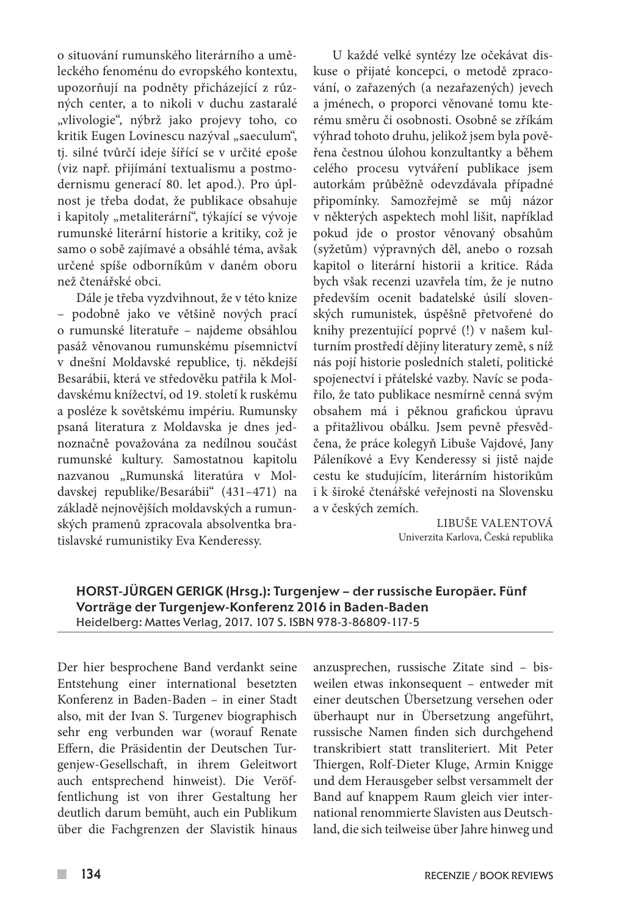o situování rumunského literárního a uměleckého fenoménu do evropského kontextu, upozorňují na podněty přicházející z různých center, a to nikoli v duchu zastaralé „vlivologie", nýbrž jako projevy toho, co kritik Eugen Lovinescu nazýval „saeculum", tj. silné tvůrčí ideje šířící se v určité epoše (viz např. přijímání textualismu a postmodernismu generací 80. let apod.). Pro úplnost je třeba dodat, že publikace obsahuje i kapitoly „metaliterární", týkající se vývoje rumunské literární historie a kritiky, což je samo o sobě zajímavé a obsáhlé téma, avšak určené spíše odborníkům v daném oboru než čtenářské obci.

Dále je třeba vyzdvihnout, že v této knize – podobně jako ve většině nových prací o rumunské literatuře – najdeme obsáhlou pasáž věnovanou rumunskému písemnictví v dnešní Moldavské republice, tj. někdejší Besarábii, která ve středověku patřila k Moldavskému knížectví, od 19. století k ruskému a posléze k sovětskému impériu. Rumunsky psaná literatura z Moldavska je dnes jednoznačně považována za nedílnou součást rumunské kultury. Samostatnou kapitolu nazvanou „Rumunská literatúra v Moldavskej republike/Besarábii" (431–471) na základě nejnovějších moldavských a rumunských pramenů zpracovala absolventka bratislavské rumunistiky Eva Kenderessy.

U každé velké syntézy lze očekávat diskuse o přijaté koncepci, o metodě zpracování, o zařazených (a nezařazených) jevech a jménech, o proporci věnované tomu kterému směru či osobnosti. Osobně se zříkám výhrad tohoto druhu, jelikož jsem byla pověřena čestnou úlohou konzultantky a během celého procesu vytváření publikace jsem autorkám průběžně odevzdávala případné připomínky. Samozřejmě se můj názor v některých aspektech mohl lišit, například pokud jde o prostor věnovaný obsahům (syžetům) výpravných děl, anebo o rozsah kapitol o literární historii a kritice. Ráda bych však recenzi uzavřela tím, že je nutno především ocenit badatelské úsilí slovenských rumunistek, úspěšně přetvořené do knihy prezentující poprvé (!) v našem kulturním prostředí dějiny literatury země, s níž nás pojí historie posledních staletí, politické spojenectví i přátelské vazby. Navíc se podařilo, že tato publikace nesmírně cenná svým obsahem má i pěknou grafickou úpravu a přitažlivou obálku. Jsem pevně přesvědčena, že práce kolegyň Libuše Vajdové, Jany Páleníkové a Evy Kenderessy si jistě najde cestu ke studujícím, literárním historikům i k široké čtenářské veřejnosti na Slovensku a v českých zemích.

LIBUŠE VALENTOVÁ
Univerzita Karlova, Česká republika

### HORST-JÜRGEN GERIGK (Hrsg.): Turgenjew – der russische Europäer. Fünf Vorträge der Turgenjew-Konferenz 2016 in Baden-Baden

Heidelberg: Mattes Verlag, 2017. 107 S. ISBN 978-3-86809-117-5

Der hier besprochene Band verdankt seine Entstehung einer international besetzten Konferenz in Baden-Baden – in einer Stadt also, mit der Ivan S. Turgenev biographisch sehr eng verbunden war (worauf Renate Effern, die Präsidentin der Deutschen Turgenjew-Gesellschaft, in ihrem Geleitwort auch entsprechend hinweist). Die Veröffentlichung ist von ihrer Gestaltung her deutlich darum bemüht, auch ein Publikum über die Fachgrenzen der Slavistik hinaus anzusprechen, russische Zitate sind – bisweilen etwas inkonsequent – entweder mit einer deutschen Übersetzung versehen oder überhaupt nur in Übersetzung angeführt, russische Namen finden sich durchgehend transkribiert statt transliteriert. Mit Peter Thiergen, Rolf-Dieter Kluge, Armin Knigge und dem Herausgeber selbst versammelt der Band auf knappem Raum gleich vier international renommierte Slavisten aus Deutschland, die sich teilweise über Jahre hinweg und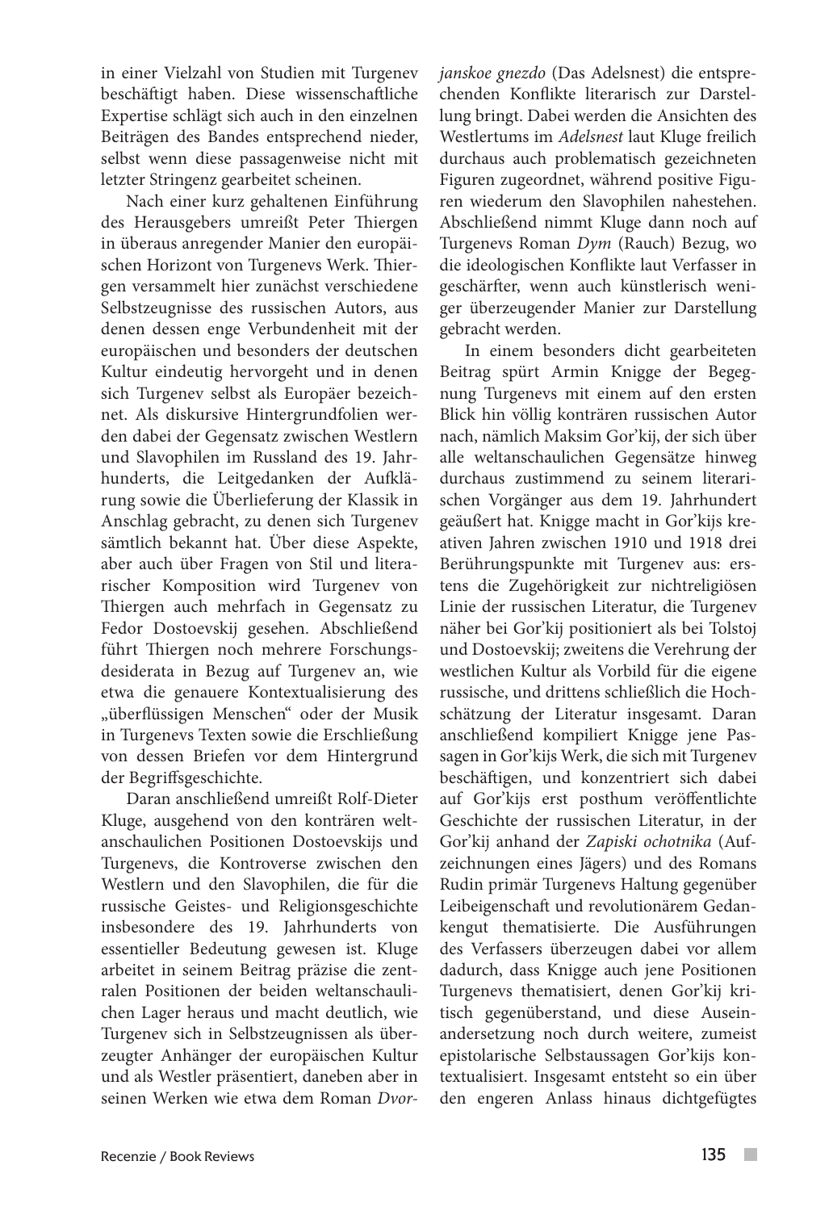in einer Vielzahl von Studien mit Turgenev beschäftigt haben. Diese wissenschaftliche Expertise schlägt sich auch in den einzelnen Beiträgen des Bandes entsprechend nieder, selbst wenn diese passagenweise nicht mit letzter Stringenz gearbeitet scheinen.

Nach einer kurz gehaltenen Einführung des Herausgebers umreißt Peter Thiergen in überaus anregender Manier den europäischen Horizont von Turgenevs Werk. Thiergen versammelt hier zunächst verschiedene Selbstzeugnisse des russischen Autors, aus denen dessen enge Verbundenheit mit der europäischen und besonders der deutschen Kultur eindeutig hervorgeht und in denen sich Turgenev selbst als Europäer bezeichnet. Als diskursive Hintergrundfolien werden dabei der Gegensatz zwischen Westlern und Slavophilen im Russland des 19. Jahrhunderts, die Leitgedanken der Aufklärung sowie die Überlieferung der Klassik in Anschlag gebracht, zu denen sich Turgenev sämtlich bekannt hat. Über diese Aspekte, aber auch über Fragen von Stil und literarischer Komposition wird Turgenev von Thiergen auch mehrfach in Gegensatz zu Fedor Dostoevskij gesehen. Abschließend führt Thiergen noch mehrere Forschungsdesiderata in Bezug auf Turgenev an, wie etwa die genauere Kontextualisierung des „überflüssigen Menschen" oder der Musik in Turgenevs Texten sowie die Erschließung von dessen Briefen vor dem Hintergrund der Begriffsgeschichte.

Daran anschließend umreißt Rolf-Dieter Kluge, ausgehend von den konträren weltanschaulichen Positionen Dostoevskijs und Turgenevs, die Kontroverse zwischen den Westlern und den Slavophilen, die für die russische Geistes- und Religionsgeschichte insbesondere des 19. Jahrhunderts von essentieller Bedeutung gewesen ist. Kluge arbeitet in seinem Beitrag präzise die zentralen Positionen der beiden weltanschaulichen Lager heraus und macht deutlich, wie Turgenev sich in Selbstzeugnissen als überzeugter Anhänger der europäischen Kultur und als Westler präsentiert, daneben aber in seinen Werken wie etwa dem Roman *Dvorjanskoe gnezdo* (Das Adelsnest) die entsprechenden Konflikte literarisch zur Darstellung bringt. Dabei werden die Ansichten des Westlertums im *Adelsnest* laut Kluge freilich durchaus auch problematisch gezeichneten Figuren zugeordnet, während positive Figuren wiederum den Slavophilen nahestehen. Abschließend nimmt Kluge dann noch auf Turgenevs Roman *Dym* (Rauch) Bezug, wo die ideologischen Konflikte laut Verfasser in geschärfter, wenn auch künstlerisch weniger überzeugender Manier zur Darstellung gebracht werden.

In einem besonders dicht gearbeiteten Beitrag spürt Armin Knigge der Begegnung Turgenevs mit einem auf den ersten Blick hin völlig konträren russischen Autor nach, nämlich Maksim Gor'kij, der sich über alle weltanschaulichen Gegensätze hinweg durchaus zustimmend zu seinem literarischen Vorgänger aus dem 19. Jahrhundert geäußert hat. Knigge macht in Gor'kijs kreativen Jahren zwischen 1910 und 1918 drei Berührungspunkte mit Turgenev aus: erstens die Zugehörigkeit zur nichtreligiösen Linie der russischen Literatur, die Turgenev näher bei Gor'kij positioniert als bei Tolstoj und Dostoevskij; zweitens die Verehrung der westlichen Kultur als Vorbild für die eigene russische, und drittens schließlich die Hochschätzung der Literatur insgesamt. Daran anschließend kompiliert Knigge jene Passagen in Gor'kijs Werk, die sich mit Turgenev beschäftigen, und konzentriert sich dabei auf Gor'kijs erst posthum veröffentlichte Geschichte der russischen Literatur, in der Gor'kij anhand der *Zapiski ochotnika* (Aufzeichnungen eines Jägers) und des Romans Rudin primär Turgenevs Haltung gegenüber Leibeigenschaft und revolutionärem Gedankengut thematisierte. Die Ausführungen des Verfassers überzeugen dabei vor allem dadurch, dass Knigge auch jene Positionen Turgenevs thematisiert, denen Gor'kij kritisch gegenüberstand, und diese Auseinandersetzung noch durch weitere, zumeist epistolarische Selbstaussagen Gor'kijs kontextualisiert. Insgesamt entsteht so ein über den engeren Anlass hinaus dichtgefügtes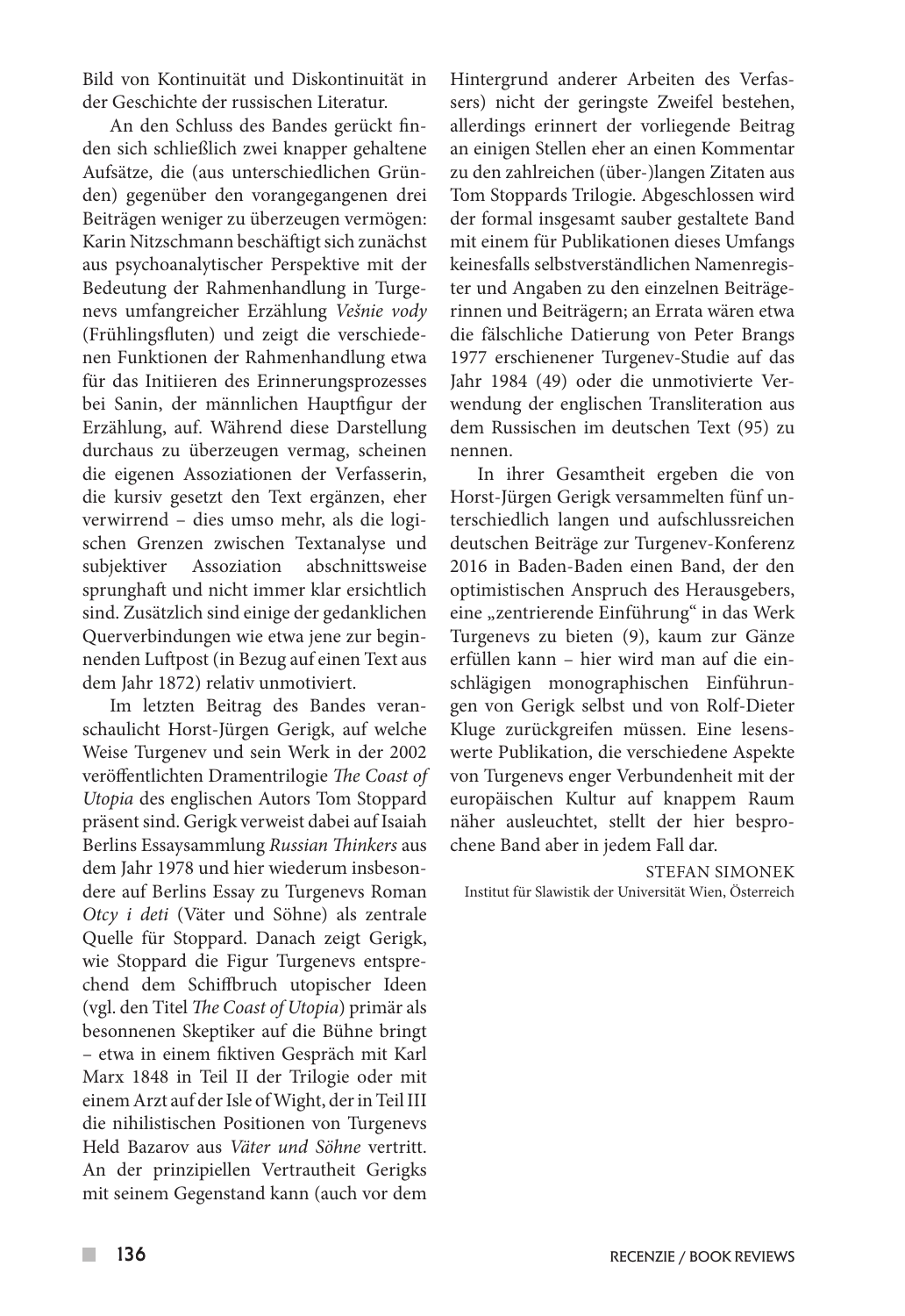Bild von Kontinuität und Diskontinuität in der Geschichte der russischen Literatur.

An den Schluss des Bandes gerückt finden sich schließlich zwei knapper gehaltene Aufsätze, die (aus unterschiedlichen Gründen) gegenüber den vorangegangenen drei Beiträgen weniger zu überzeugen vermögen: Karin Nitzschmann beschäftigt sich zunächst aus psychoanalytischer Perspektive mit der Bedeutung der Rahmenhandlung in Turgenevs umfangreicher Erzählung *Vešnie vody* (Frühlingsfluten) und zeigt die verschiedenen Funktionen der Rahmenhandlung etwa für das Initiieren des Erinnerungsprozesses bei Sanin, der männlichen Hauptfigur der Erzählung, auf. Während diese Darstellung durchaus zu überzeugen vermag, scheinen die eigenen Assoziationen der Verfasserin, die kursiv gesetzt den Text ergänzen, eher verwirrend – dies umso mehr, als die logischen Grenzen zwischen Textanalyse und subjektiver Assoziation abschnittsweise sprunghaft und nicht immer klar ersichtlich sind. Zusätzlich sind einige der gedanklichen Querverbindungen wie etwa jene zur beginnenden Luftpost (in Bezug auf einen Text aus dem Jahr 1872) relativ unmotiviert.

Im letzten Beitrag des Bandes veranschaulicht Horst-Jürgen Gerigk, auf welche Weise Turgenev und sein Werk in der 2002 veröffentlichten Dramentrilogie *The Coast of Utopia* des englischen Autors Tom Stoppard präsent sind. Gerigk verweist dabei auf Isaiah Berlins Essaysammlung *Russian Thinkers* aus dem Jahr 1978 und hier wiederum insbesondere auf Berlins Essay zu Turgenevs Roman *Otcy i deti* (Väter und Söhne) als zentrale Quelle für Stoppard. Danach zeigt Gerigk, wie Stoppard die Figur Turgenevs entsprechend dem Schiffbruch utopischer Ideen (vgl. den Titel *The Coast of Utopia*) primär als besonnenen Skeptiker auf die Bühne bringt – etwa in einem fiktiven Gespräch mit Karl Marx 1848 in Teil II der Trilogie oder mit einem Arzt auf der Isle of Wight, der in Teil III die nihilistischen Positionen von Turgenevs Held Bazarov aus *Väter und Söhne* vertritt. An der prinzipiellen Vertrautheit Gerigks mit seinem Gegenstand kann (auch vor dem Hintergrund anderer Arbeiten des Verfassers) nicht der geringste Zweifel bestehen, allerdings erinnert der vorliegende Beitrag an einigen Stellen eher an einen Kommentar zu den zahlreichen (über-)langen Zitaten aus Tom Stoppards Trilogie. Abgeschlossen wird der formal insgesamt sauber gestaltete Band mit einem für Publikationen dieses Umfangs keinesfalls selbstverständlichen Namenregister und Angaben zu den einzelnen Beiträgerinnen und Beiträgern; an Errata wären etwa die fälschliche Datierung von Peter Brangs 1977 erschienener Turgenev-Studie auf das Jahr 1984 (49) oder die unmotivierte Verwendung der englischen Transliteration aus dem Russischen im deutschen Text (95) zu nennen.

In ihrer Gesamtheit ergeben die von Horst-Jürgen Gerigk versammelten fünf unterschiedlich langen und aufschlussreichen deutschen Beiträge zur Turgenev-Konferenz 2016 in Baden-Baden einen Band, der den optimistischen Anspruch des Herausgebers, eine „zentrierende Einführung" in das Werk Turgenevs zu bieten (9), kaum zur Gänze erfüllen kann – hier wird man auf die einschlägigen monographischen Einführungen von Gerigk selbst und von Rolf-Dieter Kluge zurückgreifen müssen. Eine lesenswerte Publikation, die verschiedene Aspekte von Turgenevs enger Verbundenheit mit der europäischen Kultur auf knappem Raum näher ausleuchtet, stellt der hier besprochene Band aber in jedem Fall dar.

STEFAN SIMONEK
Institut für Slawistik der Universität Wien, Österreich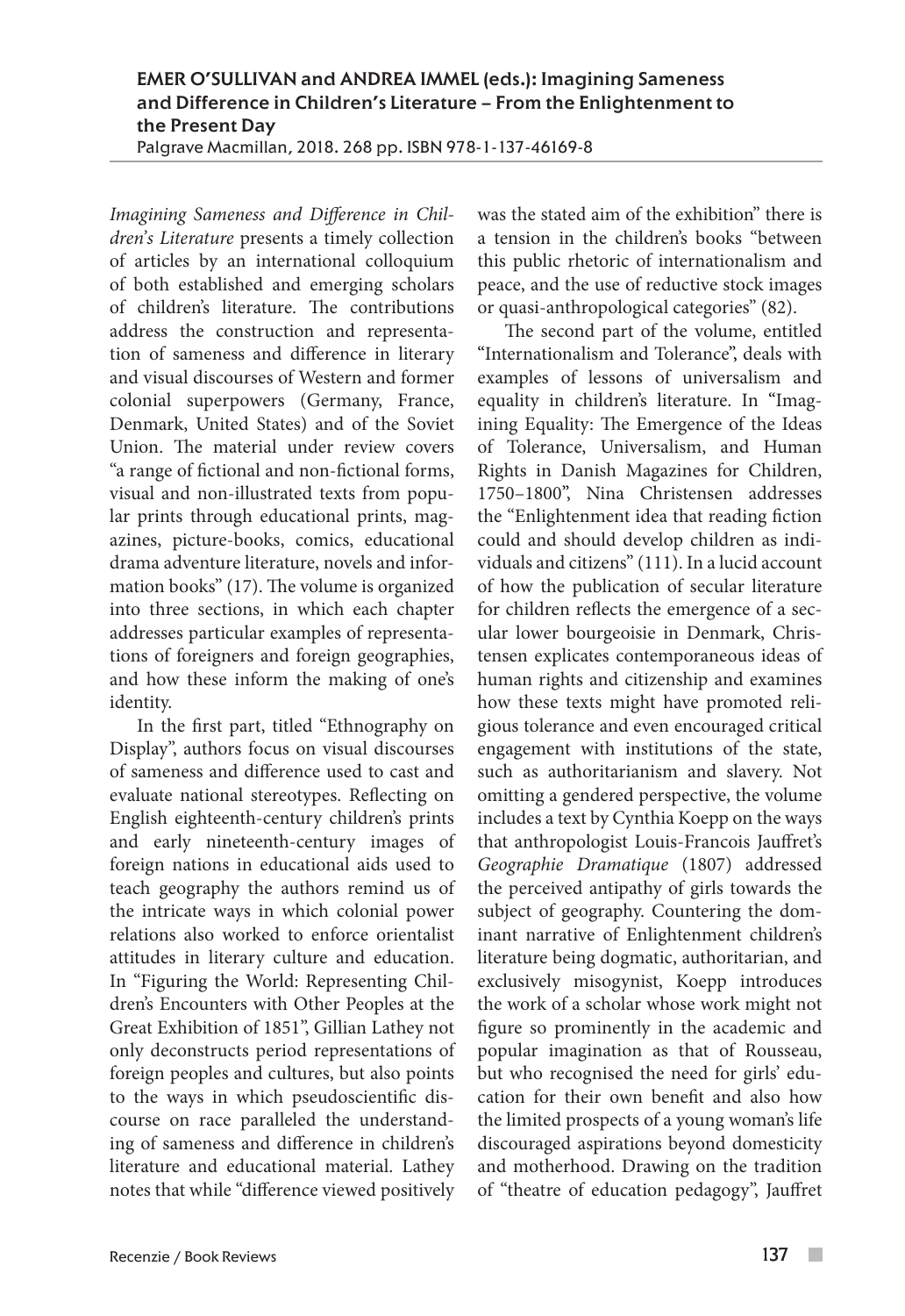**EMER O'SULLIVAN and ANDREA IMMEL (eds.): Imagining Sameness and Difference in Children's Literature – From the Enlightenment to the Present Day**
Palgrave Macmillan, 2018. 268 pp. ISBN 978-1-137-46169-8

*Imagining Sameness and Difference in Children's Literature* presents a timely collection of articles by an international colloquium of both established and emerging scholars of children's literature. The contributions address the construction and representation of sameness and difference in literary and visual discourses of Western and former colonial superpowers (Germany, France, Denmark, United States) and of the Soviet Union. The material under review covers "a range of fictional and non-fictional forms, visual and non-illustrated texts from popular prints through educational prints, magazines, picture-books, comics, educational drama adventure literature, novels and information books" (17). The volume is organized into three sections, in which each chapter addresses particular examples of representations of foreigners and foreign geographies, and how these inform the making of one's identity.

In the first part, titled "Ethnography on Display", authors focus on visual discourses of sameness and difference used to cast and evaluate national stereotypes. Reflecting on English eighteenth-century children's prints and early nineteenth-century images of foreign nations in educational aids used to teach geography the authors remind us of the intricate ways in which colonial power relations also worked to enforce orientalist attitudes in literary culture and education. In "Figuring the World: Representing Children's Encounters with Other Peoples at the Great Exhibition of 1851", Gillian Lathey not only deconstructs period representations of foreign peoples and cultures, but also points to the ways in which pseudoscientific discourse on race paralleled the understanding of sameness and difference in children's literature and educational material. Lathey notes that while "difference viewed positively was the stated aim of the exhibition" there is a tension in the children's books "between this public rhetoric of internationalism and peace, and the use of reductive stock images or quasi-anthropological categories" (82).

The second part of the volume, entitled "Internationalism and Tolerance", deals with examples of lessons of universalism and equality in children's literature. In "Imagining Equality: The Emergence of the Ideas of Tolerance, Universalism, and Human Rights in Danish Magazines for Children, 1750–1800", Nina Christensen addresses the "Enlightenment idea that reading fiction could and should develop children as individuals and citizens" (111). In a lucid account of how the publication of secular literature for children reflects the emergence of a secular lower bourgeoisie in Denmark, Christensen explicates contemporaneous ideas of human rights and citizenship and examines how these texts might have promoted religious tolerance and even encouraged critical engagement with institutions of the state, such as authoritarianism and slavery. Not omitting a gendered perspective, the volume includes a text by Cynthia Koepp on the ways that anthropologist Louis-Francois Jauffret's *Geographie Dramatique* (1807) addressed the perceived antipathy of girls towards the subject of geography. Countering the dominant narrative of Enlightenment children's literature being dogmatic, authoritarian, and exclusively misogynist, Koepp introduces the work of a scholar whose work might not figure so prominently in the academic and popular imagination as that of Rousseau, but who recognised the need for girls' education for their own benefit and also how the limited prospects of a young woman's life discouraged aspirations beyond domesticity and motherhood. Drawing on the tradition of "theatre of education pedagogy", Jauffret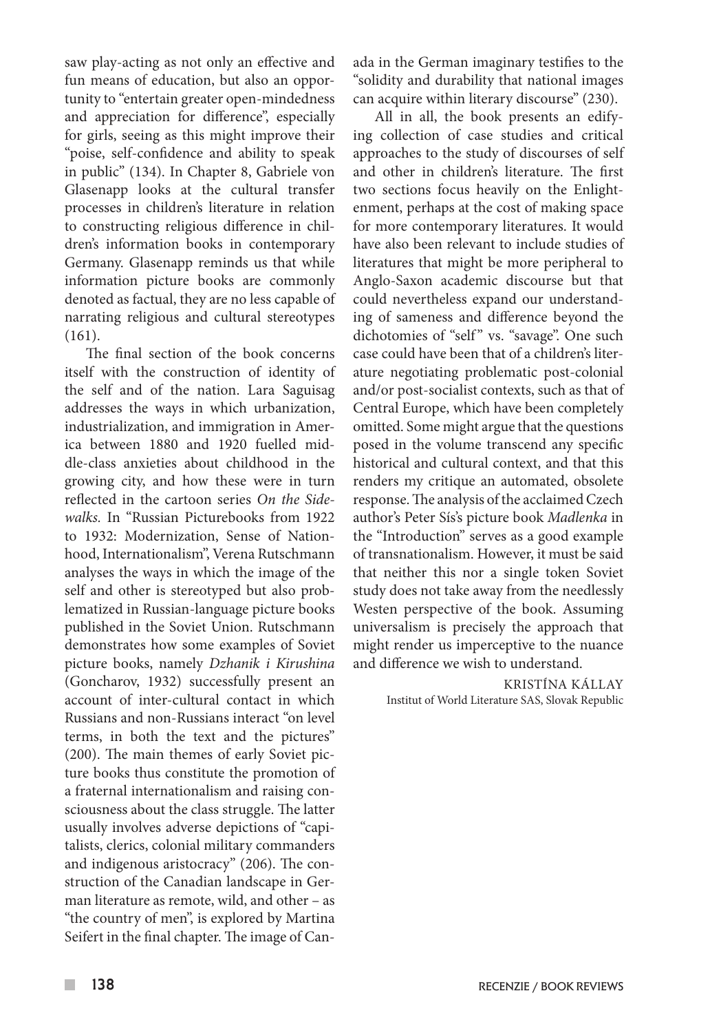saw play-acting as not only an effective and fun means of education, but also an opportunity to "entertain greater open-mindedness and appreciation for difference", especially for girls, seeing as this might improve their "poise, self-confidence and ability to speak in public" (134). In Chapter 8, Gabriele von Glasenapp looks at the cultural transfer processes in children's literature in relation to constructing religious difference in children's information books in contemporary Germany. Glasenapp reminds us that while information picture books are commonly denoted as factual, they are no less capable of narrating religious and cultural stereotypes (161).

The final section of the book concerns itself with the construction of identity of the self and of the nation. Lara Saguisag addresses the ways in which urbanization, industrialization, and immigration in America between 1880 and 1920 fuelled middle-class anxieties about childhood in the growing city, and how these were in turn reflected in the cartoon series *On the Sidewalks*. In "Russian Picturebooks from 1922 to 1932: Modernization, Sense of Nationhood, Internationalism", Verena Rutschmann analyses the ways in which the image of the self and other is stereotyped but also problematized in Russian-language picture books published in the Soviet Union. Rutschmann demonstrates how some examples of Soviet picture books, namely *Dzhanik i Kirushina* (Goncharov, 1932) successfully present an account of inter-cultural contact in which Russians and non-Russians interact "on level terms, in both the text and the pictures" (200). The main themes of early Soviet picture books thus constitute the promotion of a fraternal internationalism and raising consciousness about the class struggle. The latter usually involves adverse depictions of "capitalists, clerics, colonial military commanders and indigenous aristocracy" (206). The construction of the Canadian landscape in German literature as remote, wild, and other – as "the country of men", is explored by Martina Seifert in the final chapter. The image of Canada in the German imaginary testifies to the "solidity and durability that national images can acquire within literary discourse" (230).

All in all, the book presents an edifying collection of case studies and critical approaches to the study of discourses of self and other in children's literature. The first two sections focus heavily on the Enlightenment, perhaps at the cost of making space for more contemporary literatures. It would have also been relevant to include studies of literatures that might be more peripheral to Anglo-Saxon academic discourse but that could nevertheless expand our understanding of sameness and difference beyond the dichotomies of "self" vs. "savage". One such case could have been that of a children's literature negotiating problematic post-colonial and/or post-socialist contexts, such as that of Central Europe, which have been completely omitted. Some might argue that the questions posed in the volume transcend any specific historical and cultural context, and that this renders my critique an automated, obsolete response. The analysis of the acclaimed Czech author's Peter Sís's picture book *Madlenka* in the "Introduction" serves as a good example of transnationalism. However, it must be said that neither this nor a single token Soviet study does not take away from the needlessly Westen perspective of the book. Assuming universalism is precisely the approach that might render us imperceptive to the nuance and difference we wish to understand.

KRISTÍNA KÁLLAY
Institut of World Literature SAS, Slovak Republic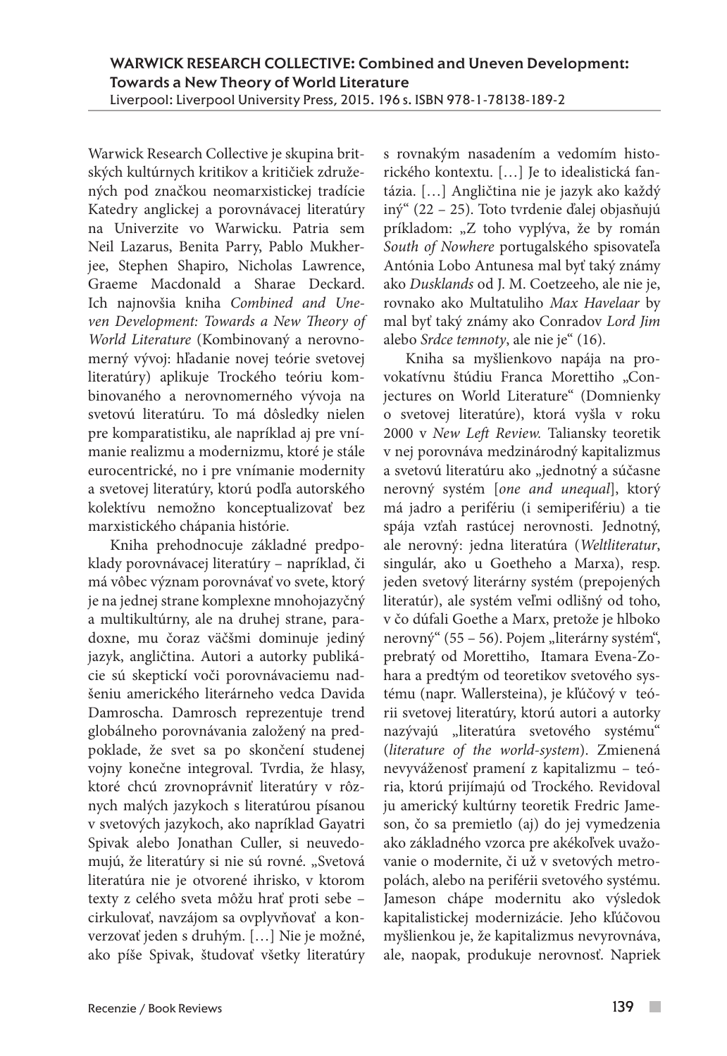**WARWICK RESEARCH COLLECTIVE: Combined and Uneven Development: Towards a New Theory of World Literature**
Liverpool: Liverpool University Press, 2015. 196 s. ISBN 978-1-78138-189-2

Warwick Research Collective je skupina britských kultúrnych kritikov a kritičiek združených pod značkou neomarxistickej tradície Katedry anglickej a porovnávacej literatúry na Univerzite vo Warwicku. Patria sem Neil Lazarus, Benita Parry, Pablo Mukherjee, Stephen Shapiro, Nicholas Lawrence, Graeme Macdonald a Sharae Deckard. Ich najnovšia kniha *Combined and Uneven Development: Towards a New Theory of World Literature* (Kombinovaný a nerovnomerný vývoj: hľadanie novej teórie svetovej literatúry) aplikuje Trockého teóriu kombinovaného a nerovnomerného vývoja na svetovú literatúru. To má dôsledky nielen pre komparatistiku, ale napríklad aj pre vnímanie realizmu a modernizmu, ktoré je stále eurocentrické, no i pre vnímanie modernity a svetovej literatúry, ktorú podľa autorského kolektívu nemožno konceptualizovať bez marxistického chápania histórie.

Kniha prehodnocuje základné predpoklady porovnávacej literatúry – napríklad, či má vôbec význam porovnávať vo svete, ktorý je na jednej strane komplexne mnohojazyčný a multikultúrny, ale na druhej strane, paradoxne, mu čoraz väčšmi dominuje jediný jazyk, angličtina. Autori a autorky publikácie sú skeptickí voči porovnávaciemu nadšeniu amerického literárneho vedca Davida Damroscha. Damrosch reprezentuje trend globálneho porovnávania založený na predpoklade, že svet sa po skončení studenej vojny konečne integroval. Tvrdia, že hlasy, ktoré chcú zrovnoprávniť literatúry v rôznych malých jazykoch s literatúrou písanou v svetových jazykoch, ako napríklad Gayatri Spivak alebo Jonathan Culler, si neuvedomujú, že literatúry si nie sú rovné. „Svetová literatúra nie je otvorené ihrisko, v ktorom texty z celého sveta môžu hrať proti sebe – cirkulovať, navzájom sa ovplyvňovať a konverzovať jeden s druhým. […] Nie je možné, ako píše Spivak, študovať všetky literatúry s rovnakým nasadením a vedomím historického kontextu. […] Je to idealistická fantázia. […] Angličtina nie je jazyk ako každý iný" (22 – 25). Toto tvrdenie ďalej objasňujú príkladom: „Z toho vyplýva, že by román *South of Nowhere* portugalského spisovateľa Antónia Lobo Antunesa mal byť taký známy ako *Dusklands* od J. M. Coetzeeho, ale nie je, rovnako ako Multatuliho *Max Havelaar* by mal byť taký známy ako Conradov *Lord Jim* alebo *Srdce temnoty*, ale nie je" (16).

Kniha sa myšlienkovo napája na provokatívnu štúdiu Franca Morettiho „Conjectures on World Literature" (Domnienky o svetovej literatúre), ktorá vyšla v roku 2000 v *New Left Review.* Taliansky teoretik v nej porovnáva medzinárodný kapitalizmus a svetovú literatúru ako „jednotný a súčasne nerovný systém [*one and unequal*], ktorý má jadro a periférium (i semiperiférium) a tie spája vzťah rastúcej nerovnosti. Jednotný, ale nerovný: jedna literatúra (*Weltliteratur*, singulár, ako u Goetheho a Marxa), resp. jeden svetový literárny systém (prepojených literatúr), ale systém veľmi odlišný od toho, v čo dúfali Goethe a Marx, pretože je hlboko nerovný" (55 – 56). Pojem „literárny systém", prebratý od Morettiho, Itamara Evena-Zohara a predtým od teoretikov svetového systému (napr. Wallersteina), je kľúčový v teórii svetovej literatúry, ktorú autori a autorky nazývajú „literatúra svetového systému" (*literature of the world-system*). Zmienená nevyváženosť pramení z kapitalizmu – teória, ktorú prijímajú od Trockého. Revidoval ju americký kultúrny teoretik Fredric Jameson, čo sa premietlo (aj) do jej vymedzenia ako základného vzorca pre akékoľvek uvažovanie o modernite, či už v svetových metropolách, alebo na periférii svetového systému. Jameson chápe modernitu ako výsledok kapitalistickej modernizácie. Jeho kľúčovou myšlienkou je, že kapitalizmus nevyrovnáva, ale, naopak, produkuje nerovnosť. Napriek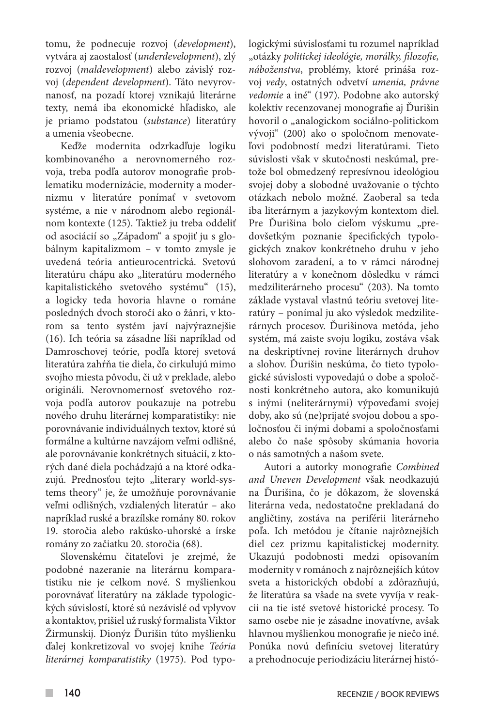tomu, že podnecuje rozvoj (*development*), vytvára aj zaostalosť (*underdevelopment*), zlý rozvoj (*maldevelopment*) alebo závislý rozvoj (*dependent development*). Táto nevyrovnanosť, na pozadí ktorej vznikajú literárne texty, nemá iba ekonomické hľadisko, ale je priamo podstatou (*substance*) literatúry a umenia všeobecne.

Keďže modernita odzrkadľuje logiku kombinovaného a nerovnomerného rozvoja, treba podľa autorov monografie problematiku modernizácie, modernity a modernizmu v literatúre ponímať v svetovom systéme, a nie v národnom alebo regionálnom kontexte (125). Taktiež ju treba oddeliť od asociácií so „Západom" a spojiť ju s globálnym kapitalizmom – v tomto zmysle je uvedená teória antieurocentrická. Svetovú literatúru chápu ako „literatúru moderného kapitalistického svetového systému" (15), a logicky teda hovoria hlavne o románe posledných dvoch storočí ako o žánri, v ktorom sa tento systém javí najvýraznejšie (16). Ich teória sa zásadne líši napríklad od Damroschovej teórie, podľa ktorej svetová literatúra zahŕňa tie diela, čo cirkulujú mimo svojho miesta pôvodu, či už v preklade, alebo origináli. Nerovnomernosť svetového rozvoja podľa autorov poukazuje na potrebu nového druhu literárnej komparatistiky: nie porovnávanie individuálnych textov, ktoré sú formálne a kultúrne navzájom veľmi odlišné, ale porovnávanie konkrétnych situácií, z ktorých dané diela pochádzajú a na ktoré odkazujú. Prednosťou tejto „literary world-systems theory" je, že umožňuje porovnávanie veľmi odlišných, vzdialených literatúr – ako napríklad ruské a brazílske romány 80. rokov 19. storočia alebo rakúsko-uhorské a írske romány zo začiatku 20. storočia (68).

Slovenskému čitateľovi je zrejmé, že podobné nazeranie na literárnu komparatistiku nie je celkom nové. S myšlienkou porovnávať literatúry na základe typologických súvislostí, ktoré sú nezávislé od vplyvov a kontaktov, prišiel už ruský formalista Viktor Žirmunskij. Dionýz Ďurišin túto myšlienku ďalej konkretizoval vo svojej knihe *Teória literárnej komparatistiky* (1975). Pod typologickými súvislosťami tu rozumel napríklad „otázky *politickej ideológie, morálky, filozofie, náboženstva*, problémy, ktoré prináša rozvoj *vedy*, ostatných odvetví *umenia, právne vedomie* a iné" (197). Podobne ako autorský kolektív recenzovanej monografie aj Ďurišin hovoril o „analogickom sociálno-politickom vývoji" (200) ako o spoločnom menovateľovi podobností medzi literatúrami. Tieto súvislosti však v skutočnosti neskúmal, pretože bol obmedzený represívnou ideológiou svojej doby a slobodné uvažovanie o týchto otázkach nebolo možné. Zaoberal sa teda iba literárnym a jazykovým kontextom diel. Pre Ďurišina bolo cieľom výskumu „predovšetkým poznanie špecifických typologických znakov konkrétneho druhu v jeho slohovom zaradení, a to v rámci národnej literatúry a v konečnom dôsledku v rámci medziliterárneho procesu" (203). Na tomto základe vystaval vlastnú teóriu svetovej literatúry – ponímal ju ako výsledok medziliterárnych procesov. Ďurišinova metóda, jeho systém, má zaiste svoju logiku, zostáva však na deskriptívnej rovine literárnych druhov a slohov. Ďurišin neskúma, čo tieto typologické súvislosti vypovedajú o dobe a spoločnosti konkrétneho autora, ako komunikujú s inými (neliterárnymi) výpoveďami svojej doby, ako sú (ne)prijaté svojou dobou a spoločnosťou či inými dobami a spoločnosťami alebo čo naše spôsoby skúmania hovoria o nás samotných a našom svete.

Autori a autorky monografie *Combined and Uneven Development* však neodkazujú na Ďurišina, čo je dôkazom, že slovenská literárna veda, nedostatočne prekladaná do angličtiny, zostáva na periférii literárneho poľa. Ich metódou je čítanie najrôznejších diel cez prizmu kapitalistickej modernity. Ukazujú podobnosti medzi opisovaním modernity v románoch z najrôznejších kútov sveta a historických období a zdôrazňujú, že literatúra sa všade na svete vyvíja v reakcii na tie isté svetové historické procesy. To samo osebe nie je zásadne inovatívne, avšak hlavnou myšlienkou monografie je niečo iné. Ponúka novú definíciu svetovej literatúry a prehodnocuje periodizáciu literárnej histó-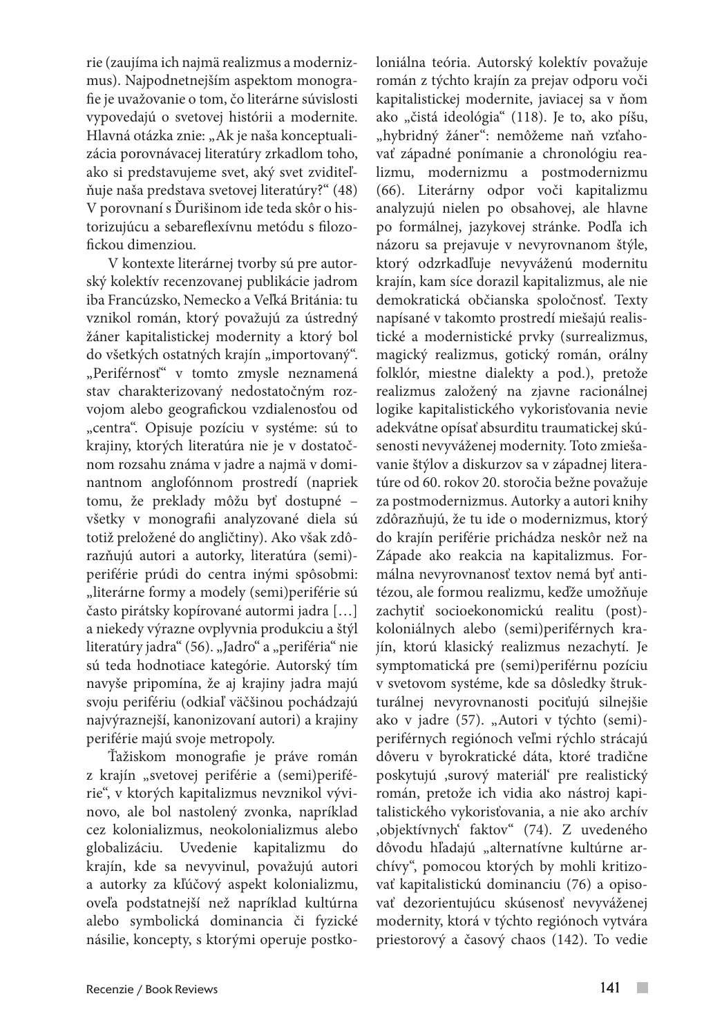rie (zaujíma ich najmä realizmus a modernizmus). Najpodnetnejším aspektom monografie je uvažovanie o tom, čo literárne súvislosti vypovedajú o svetovej histórii a modernite. Hlavná otázka znie: „Ak je naša konceptualizácia porovnávacej literatúry zrkadlom toho, ako si predstavujeme svet, aký svet zviditeľňuje naša predstava svetovej literatúry?" (48) V porovnaní s Ďurišinom ide teda skôr o historizujúcu a sebareflexívnu metódu s filozofickou dimenziou.

V kontexte literárnej tvorby sú pre autorský kolektív recenzovanej publikácie jadrom iba Francúzsko, Nemecko a Veľká Británia: tu vznikol román, ktorý považujú za ústredný žáner kapitalistickej modernity a ktorý bol do všetkých ostatných krajín „importovaný". „Perifémnosť" v tomto zmysle neznamená stav charakterizovaný nedostatočným rozvojom alebo geografickou vzdialenosťou od „centra". Opisuje pozíciu v systéme: sú to krajiny, ktorých literatúra nie je v dostatočnom rozsahu známa v jadre a najmä v dominantnom anglofónnom prostredí (napriek tomu, že preklady môžu byť dostupné – všetky v monografii analyzované diela sú totiž preložené do angličtiny). Ako však zdôrazňujú autori a autorky, literatúra (semi)periférie prúdi do centra inými spôsobmi: „literárne formy a modely (semi)periférie sú často pirátsky kopírované autormi jadra […] a niekedy výrazne ovplyvnia produkciu a štýl literatúry jadra" (56). „Jadro" a „periféria" nie sú teda hodnotiace kategórie. Autorský tím navyše pripomína, že aj krajiny jadra majú svoju périfériu (odkiaľ väčšinou pochádzajú najvýraznejší, kanonizovaní autori) a krajiny periférie majú svoje metropoly.

Ťažiskom monografie je práve román z krajín „svetovej periférie a (semi)periférie", v ktorých kapitalizmus nevznikol vývinovo, ale bol nastolený zvonka, napríklad cez kolonializmus, neokolonializmus alebo globalizáciu. Uvedenie kapitalizmu do krajín, kde sa nevyvinul, považujú autori a autorky za kľúčový aspekt kolonializmu, oveľa podstatnejší než napríklad kultúrna alebo symbolická dominancia či fyzické násilie, koncepty, s ktorými operuje postkoloniálna teória. Autorský kolektív považuje román z týchto krajín za prejav odporu voči kapitalistickej modernite, javiacej sa v ňom ako „čistá ideológia" (118). Je to, ako píšu, „hybridný žáner": nemôžeme naň vzťahovať západné ponímanie a chronológiu realizmu, modernizmu a postmodernizmu (66). Literárny odpor voči kapitalizmu analyzujú nielen po obsahovej, ale hlavne po formálnej, jazykovej stránke. Podľa ich názoru sa prejavuje v nevyrovnanom štýle, ktorý odzrkadľuje nevyváženú modernitu krajín, kam síce dorazil kapitalizmus, ale nie demokratická občianska spoločnosť. Texty napísané v takomto prostredí miešajú realistické a modernistické prvky (surrealizmus, magický realizmus, gotický román, orálny folklór, miestne dialekty a pod.), pretože realizmus založený na zjavne racionálnej logike kapitalistického vykorisťovania nevie adekvátne opísať absurditu traumatickej skúsenosti nevyváženej modernity. Toto zmiešavanie štýlov a diskurzov sa v západnej literatúre od 60. rokov 20. storočia bežne považuje za postmodernizmus. Autorky a autori knihy zdôrazňujú, že tu ide o modernizmus, ktorý do krajín periférie prichádza neskôr než na Západe ako reakcia na kapitalizmus. Formálna nevyrovnanosť textov nemá byť antitézou, ale formou realizmu, keďže umožňuje zachytiť socioekonomickú realitu (post)koloniálnych alebo (semi)periférnych krajín, ktorú klasický realizmus nezachytí. Je symptomatická pre (semi)periférnu pozíciu v svetovom systéme, kde sa dôsledky štrukturálnej nevyrovnanosti pociťujú silnejšie ako v jadre (57). „Autori v týchto (semi)periférnych regiónoch veľmi rýchlo strácajú dôveru v byrokratické dáta, ktoré tradične poskytujú ‚surový materiál' pre realistický román, pretože ich vidia ako nástroj kapitalistického vykorisťovania, a nie ako archív ‚objektívnych' faktov" (74). Z uvedeného dôvodu hľadajú „alternatívne kultúrne archívy", pomocou ktorých by mohli kritizovať kapitalistickú dominanciu (76) a opisovať dezorientujúcu skúsenosť nevyváženej modernity, ktorá v týchto regiónoch vytvára priestorový a časový chaos (142). To vedie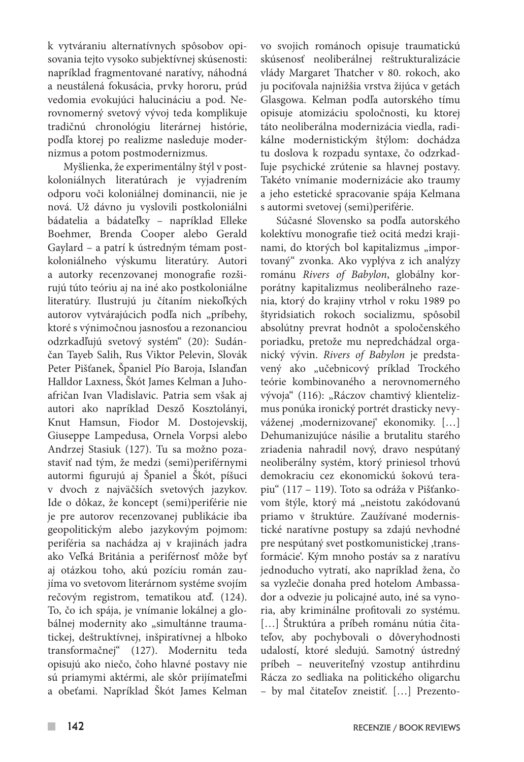k vytváraniu alternatívnych spôsobov opisovania tejto vysoko subjektívnej skúsenosti: napríklad fragmentované naratívy, náhodná a neustálená fokusácia, prvky hororu, prúd vedomia evokujúci halucináciu a pod. Nerovnomerný svetový vývoj teda komplikuje tradičnú chronológiu literárnej histórie, podľa ktorej po realizme nasleduje modernizmus a potom postmodernizmus.

Myšlienka, že experimentálny štýl v postkoloniálnych literatúrach je vyjadrením odporu voči koloniálnej dominancii, nie je nová. Už dávno ju vyslovili postkoloniálni bádatelia a bádateľky – napríklad Elleke Boehmer, Brenda Cooper alebo Gerald Gaylard – a patrí k ústredným témam postkoloniálneho výskumu literatúry. Autori a autorky recenzovanej monografie rozširujú túto teóriu aj na iné ako postkoloniálne literatúry. Ilustrujú ju čítaním niekoľkých autorov vytvárajúcich podľa nich „príbehy, ktoré s výnimočnou jasnosťou a rezonanciou odzrkadľujú svetový systém" (20): Sudánčan Tayeb Salih, Rus Viktor Pelevin, Slovák Peter Pišťanek, Španiel Pío Baroja, Islanďan Halldor Laxness, Škót James Kelman a Juhoafričan Ivan Vladislavic. Patria sem však aj autori ako napríklad Dezső Kosztolányi, Knut Hamsun, Fiodor M. Dostojevskij, Giuseppe Lampedusa, Ornela Vorpsi alebo Andrzej Stasiuk (127). Tu sa možno pozastaviť nad tým, že medzi (semi)periférnymi autormi figurujú aj Španiel a Škót, píšuci v dvoch z najväčších svetových jazykov. Ide o dôkaz, že koncept (semi)periférie nie je pre autorov recenzovanej publikácie iba geopolitickým alebo jazykovým pojmom: periféria sa nachádza aj v krajinách jadra ako Veľká Británia a periférnosť môže byť aj otázkou toho, akú pozíciu román zaujíma vo svetovom literárnom systéme svojím rečovým registrom, tematikou atď. (124). To, čo ich spája, je vnímanie lokálnej a globálnej modernity ako „simultánne traumatickej, deštruktívnej, inšpiratívnej a hlboko transformačnej" (127). Modernitu teda opisujú ako niečo, čoho hlavné postavy nie sú priamymi aktérmi, ale skôr prijímateľmi a obeťami. Napríklad Škót James Kelman vo svojich románoch opisuje traumatickú skúsenosť neoliberálnej reštrukturalizácie vlády Margaret Thatcher v 80. rokoch, ako ju pociťovala najnižšia vrstva žijúca v getách Glasgowa. Kelman podľa autorského tímu opisuje atomizáciu spoločnosti, ku ktorej táto neoliberálna modernizácia viedla, radikálne modernistickým štýlom: dochádza tu doslova k rozpadu syntaxe, čo odzrkadľuje psychické zrútenie sa hlavnej postavy. Takéto vnímanie modernizácie ako traumy a jeho estetické spracovanie spája Kelmana s autormi svetovej (semi)periférie.

Súčasné Slovensko sa podľa autorského kolektívu monografie tiež ocitá medzi krajinami, do ktorých bol kapitalizmus „importovaný" zvonka. Ako vyplýva z ich analýzy románu *Rivers of Babylon*, globálny korporátny kapitalizmus neoliberálneho razenia, ktorý do krajiny vtrhol v roku 1989 po štyridsiatich rokoch socializmu, spôsobil absolútny prevrat hodnôt a spoločenského poriadku, pretože mu nepredchádzal organický vývin. *Rivers of Babylon* je predstavený ako „učebnicový príklad Trockého teórie kombinovaného a nerovnomerného vývoja" (116): „Ráczov chamtivý klientelizmus ponúka ironický portrét drasticky nevyváženej ‚modernizovanej' ekonomiky. […] Dehumanizujúce násilie a brutalitu starého zriadenia nahradil nový, dravo nespútaný neoliberálny systém, ktorý priniesol trhovú demokraciu cez ekonomickú šokovú terapiu" (117 – 119). Toto sa odráža v Pišťankovom štýle, ktorý má „neistotu zakódovanú priamo v štruktúre. Zaužívané modernistické naratívne postupy sa zdajú nevhodné pre nespútaný svet postkomunistickej ‚transformácie'. Kým mnoho postáv sa z naratívu jednoducho vytratí, ako napríklad žena, čo sa vyzlečie donaha pred hotelom Ambassador a odvezie ju policajné auto, iné sa vynoria, aby kriminálne profitovali zo systému. […] Štruktúra a príbeh románu nútia čitateľov, aby pochybovali o dôveryhodnosti udalostí, ktoré sledujú. Samotný ústredný príbeh – neuveriteľný vzostup antihrdinu Rácza zo sedliaka na politického oligarchu – by mal čitateľov zneistiť. […] Prezento-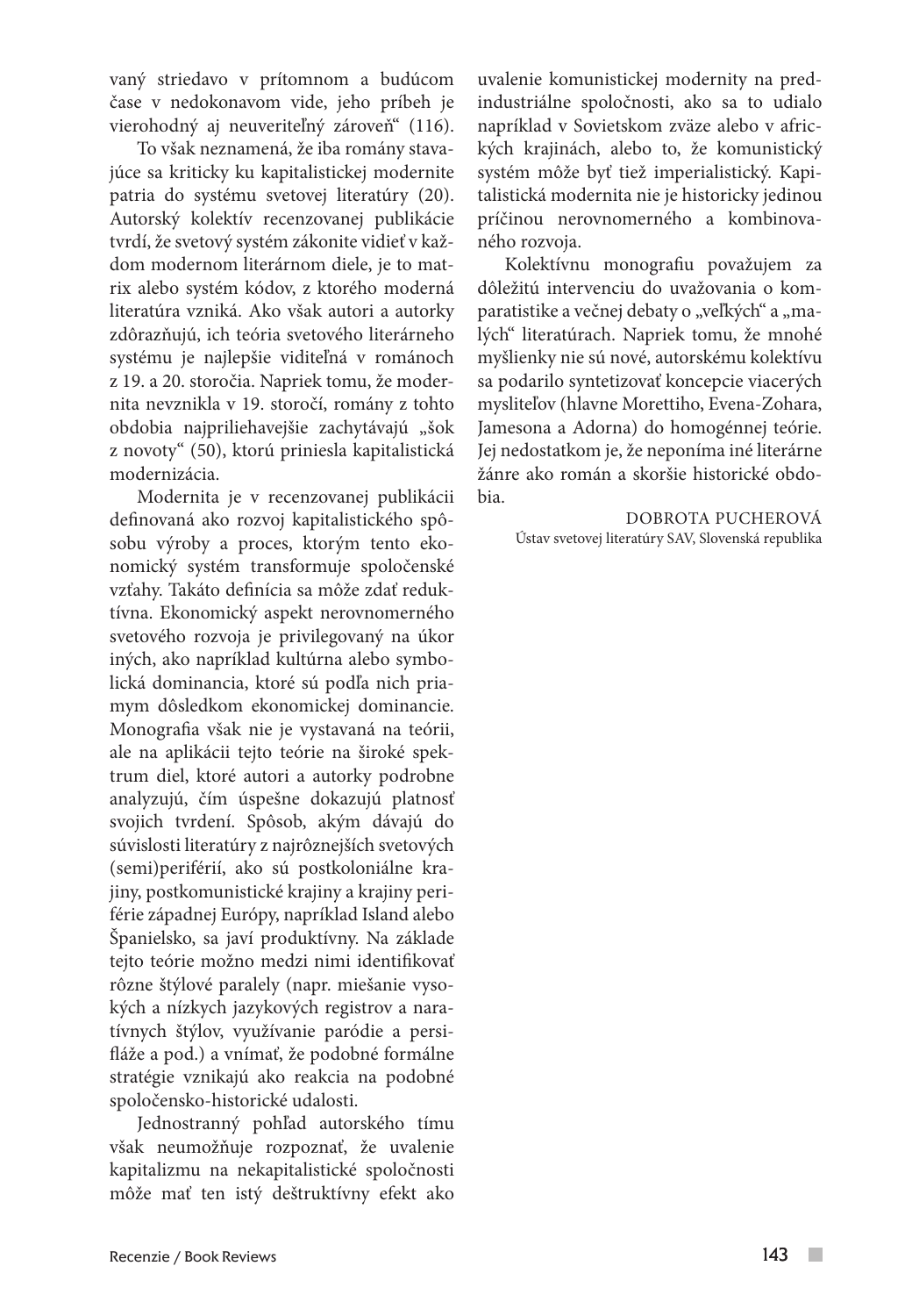vaný striedavo v prítomnom a budúcom čase v nedokonavom vide, jeho príbeh je vierohodný aj neuveriteľný zároveň" (116).

To však neznamená, že iba romány stavajúce sa kriticky ku kapitalistickej modernite patria do systému svetovej literatúry (20). Autorský kolektív recenzovanej publikácie tvrdí, že svetový systém zákonite vidieť v každom modernom literárnom diele, je to matrix alebo systém kódov, z ktorého moderná literatúra vzniká. Ako však autori a autorky zdôrazňujú, ich teória svetového literárneho systému je najlepšie viditeľná v románoch z 19. a 20. storočia. Napriek tomu, že modernita nevznikla v 19. storočí, romány z tohto obdobia najpriliehavejšie zachytávajú „šok z novoty" (50), ktorú priniesla kapitalistická modernizácia.

Modernita je v recenzovanej publikácii definovaná ako rozvoj kapitalistického spôsobu výroby a proces, ktorým tento ekonomický systém transformuje spoločenské vzťahy. Takáto definícia sa môže zdať redukcívna. Ekonomický aspekt nerovnomerného svetového rozvoja je privilegovaný na úkor iných, ako napríklad kultúrna alebo symbolická dominancia, ktoré sú podľa nich priamym dôsledkom ekonomickej dominancie. Monografia však nie je vystavaná na teórii, ale na aplikácii tejto teórie na široké spektrum diel, ktoré autori a autorky podrobne analyzujú, čím úspešne dokazujú platnosť svojich tvrdení. Spôsob, akým dávajú do súvislosti literatúry z najrôznejších svetových (semi)periférií, ako sú postkoloniálne krajiny, postkomunistické krajiny a krajiny periférie západnej Európy, napríklad Island alebo Španielsko, sa javí produktívny. Na základe tejto teórie možno medzi nimi identifikovať rôzne štýlové paralely (napr. miešanie vysokých a nízkych jazykových registrov a naratívnych štýlov, využívanie paródie a persifláže a pod.) a vnímať, že podobné formálne stratégie vznikajú ako reakcia na podobné spoločensko-historické udalosti.

Jednostranný pohľad autorského tímu však neumožňuje rozpoznať, že uvalenie kapitalizmu na nekapitalistické spoločnosti môže mať ten istý deštruktívny efekt ako uvalenie komunistickej modernity na predindustriálne spoločnosti, ako sa to udialo napríklad v Sovietskom zväze alebo v afrických krajinách, alebo to, že komunistický systém môže byť tiež imperialistický. Kapitalistická modernita nie je historicky jedinou príčinou nerovnomerného a kombinovaného rozvoja.

Kolektívnu monografiu považujem za dôležitú intervenciu do uvažovania o komparatistike a večnej debaty o „veľkých" a „malých" literatúrach. Napriek tomu, že mnohé myšlienky nie sú nové, autorskému kolektívu sa podarilo syntetizovať koncepcie viacerých mysliteľov (hlavne Morettiho, Evena-Zohara, Jamesona a Adorna) do homogénnej teórie. Jej nedostatkom je, že neponíma iné literárne žánre ako román a skoršie historické obdobia.

DOBROTA PUCHEROVÁ
Ústav svetovej literatúry SAV, Slovenská republika